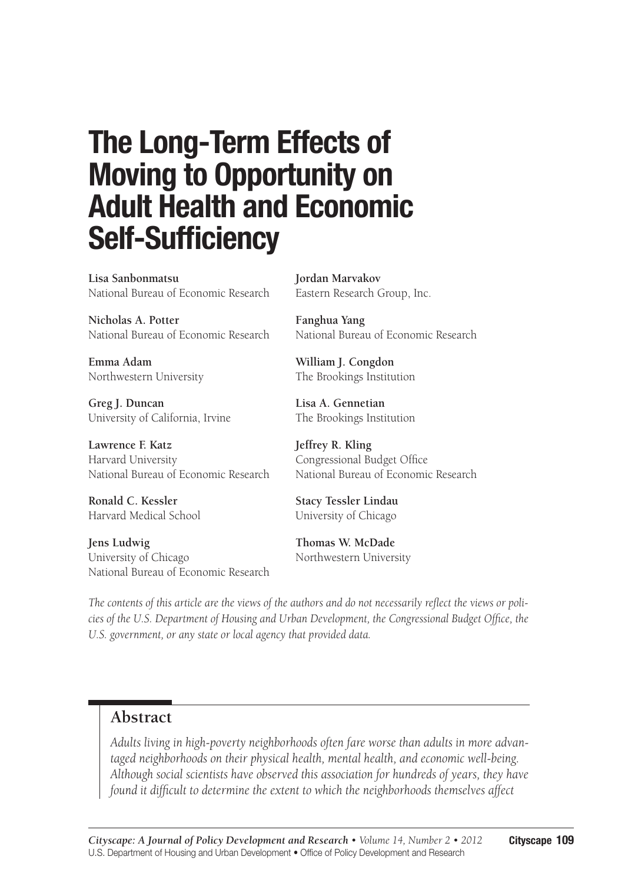# The Long-Term Effects of Moving to Opportunity on Adult Health and Economic Self-Sufficiency

**Lisa Sanbonmatsu**
National Bureau of Economic Research

**Nicholas A. Potter**
National Bureau of Economic Research

**Emma Adam**
Northwestern University

**Greg J. Duncan**
University of California, Irvine

**Lawrence F. Katz**
Harvard University
National Bureau of Economic Research

**Ronald C. Kessler**
Harvard Medical School

**Jens Ludwig**
University of Chicago
National Bureau of Economic Research

**Jordan Marvakov**
Eastern Research Group, Inc.

**Fanghua Yang**
National Bureau of Economic Research

**William J. Congdon**
The Brookings Institution

**Lisa A. Gennetian**
The Brookings Institution

**Jeffrey R. Kling**
Congressional Budget Office
National Bureau of Economic Research

**Stacy Tessler Lindau**
University of Chicago

**Thomas W. McDade**
Northwestern University

*The contents of this article are the views of the authors and do not necessarily reflect the views or policies of the U.S. Department of Housing and Urban Development, the Congressional Budget Office, the U.S. government, or any state or local agency that provided data.*

## Abstract

*Adults living in high-poverty neighborhoods often fare worse than adults in more advantaged neighborhoods on their physical health, mental health, and economic well-being. Although social scientists have observed this association for hundreds of years, they have found it difficult to determine the extent to which the neighborhoods themselves affect*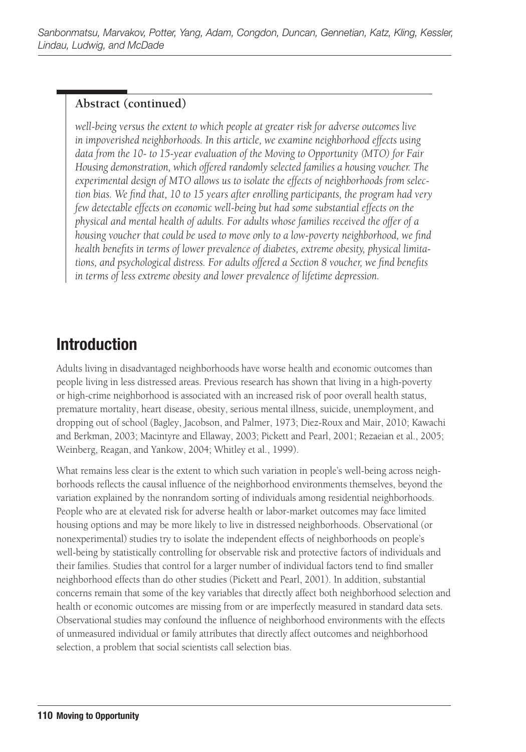**Abstract (continued)**

*well-being versus the extent to which people at greater risk for adverse outcomes live in impoverished neighborhoods. In this article, we examine neighborhood effects using data from the 10- to 15-year evaluation of the Moving to Opportunity (MTO) for Fair Housing demonstration, which offered randomly selected families a housing voucher. The experimental design of MTO allows us to isolate the effects of neighborhoods from selection bias. We find that, 10 to 15 years after enrolling participants, the program had very few detectable effects on economic well-being but had some substantial effects on the physical and mental health of adults. For adults whose families received the offer of a housing voucher that could be used to move only to a low-poverty neighborhood, we find health benefits in terms of lower prevalence of diabetes, extreme obesity, physical limitations, and psychological distress. For adults offered a Section 8 voucher, we find benefits in terms of less extreme obesity and lower prevalence of lifetime depression.*

## Introduction

Adults living in disadvantaged neighborhoods have worse health and economic outcomes than people living in less distressed areas. Previous research has shown that living in a high-poverty or high-crime neighborhood is associated with an increased risk of poor overall health status, premature mortality, heart disease, obesity, serious mental illness, suicide, unemployment, and dropping out of school (Bagley, Jacobson, and Palmer, 1973; Diez-Roux and Mair, 2010; Kawachi and Berkman, 2003; Macintyre and Ellaway, 2003; Pickett and Pearl, 2001; Rezaeian et al., 2005; Weinberg, Reagan, and Yankow, 2004; Whitley et al., 1999).

What remains less clear is the extent to which such variation in people's well-being across neighborhoods reflects the causal influence of the neighborhood environments themselves, beyond the variation explained by the nonrandom sorting of individuals among residential neighborhoods. People who are at elevated risk for adverse health or labor-market outcomes may face limited housing options and may be more likely to live in distressed neighborhoods. Observational (or nonexperimental) studies try to isolate the independent effects of neighborhoods on people's well-being by statistically controlling for observable risk and protective factors of individuals and their families. Studies that control for a larger number of individual factors tend to find smaller neighborhood effects than do other studies (Pickett and Pearl, 2001). In addition, substantial concerns remain that some of the key variables that directly affect both neighborhood selection and health or economic outcomes are missing from or are imperfectly measured in standard data sets. Observational studies may confound the influence of neighborhood environments with the effects of unmeasured individual or family attributes that directly affect outcomes and neighborhood selection, a problem that social scientists call selection bias.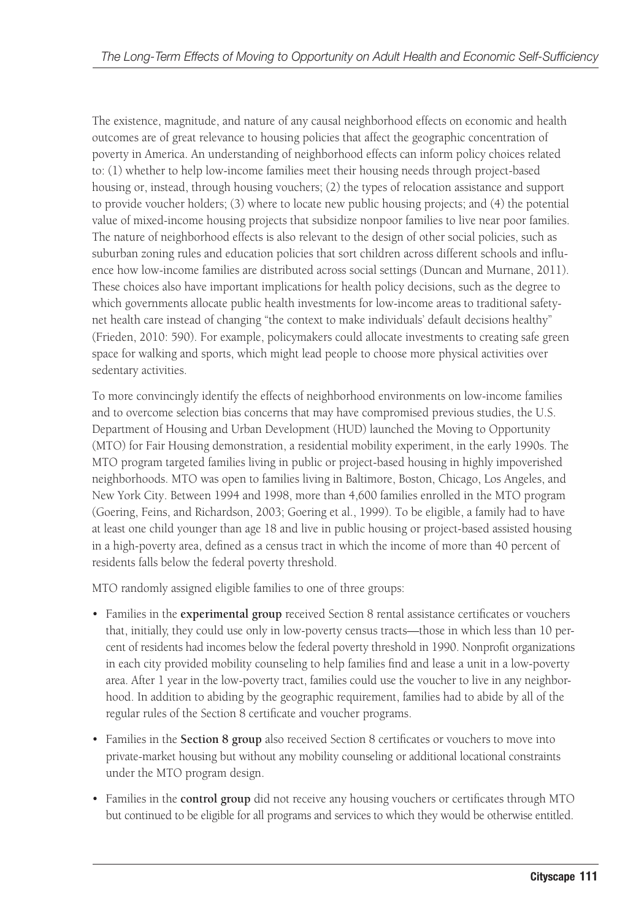The existence, magnitude, and nature of any causal neighborhood effects on economic and health outcomes are of great relevance to housing policies that affect the geographic concentration of poverty in America. An understanding of neighborhood effects can inform policy choices related to: (1) whether to help low-income families meet their housing needs through project-based housing or, instead, through housing vouchers; (2) the types of relocation assistance and support to provide voucher holders; (3) where to locate new public housing projects; and (4) the potential value of mixed-income housing projects that subsidize nonpoor families to live near poor families. The nature of neighborhood effects is also relevant to the design of other social policies, such as suburban zoning rules and education policies that sort children across different schools and influence how low-income families are distributed across social settings (Duncan and Murnane, 2011). These choices also have important implications for health policy decisions, such as the degree to which governments allocate public health investments for low-income areas to traditional safety-net health care instead of changing "the context to make individuals' default decisions healthy" (Frieden, 2010: 590). For example, policymakers could allocate investments to creating safe green space for walking and sports, which might lead people to choose more physical activities over sedentary activities.

To more convincingly identify the effects of neighborhood environments on low-income families and to overcome selection bias concerns that may have compromised previous studies, the U.S. Department of Housing and Urban Development (HUD) launched the Moving to Opportunity (MTO) for Fair Housing demonstration, a residential mobility experiment, in the early 1990s. The MTO program targeted families living in public or project-based housing in highly impoverished neighborhoods. MTO was open to families living in Baltimore, Boston, Chicago, Los Angeles, and New York City. Between 1994 and 1998, more than 4,600 families enrolled in the MTO program (Goering, Feins, and Richardson, 2003; Goering et al., 1999). To be eligible, a family had to have at least one child younger than age 18 and live in public housing or project-based assisted housing in a high-poverty area, defined as a census tract in which the income of more than 40 percent of residents falls below the federal poverty threshold.

MTO randomly assigned eligible families to one of three groups:

- Families in the **experimental group** received Section 8 rental assistance certificates or vouchers that, initially, they could use only in low-poverty census tracts—those in which less than 10 percent of residents had incomes below the federal poverty threshold in 1990. Nonprofit organizations in each city provided mobility counseling to help families find and lease a unit in a low-poverty area. After 1 year in the low-poverty tract, families could use the voucher to live in any neighborhood. In addition to abiding by the geographic requirement, families had to abide by all of the regular rules of the Section 8 certificate and voucher programs.
- Families in the **Section 8 group** also received Section 8 certificates or vouchers to move into private-market housing but without any mobility counseling or additional locational constraints under the MTO program design.
- Families in the **control group** did not receive any housing vouchers or certificates through MTO but continued to be eligible for all programs and services to which they would be otherwise entitled.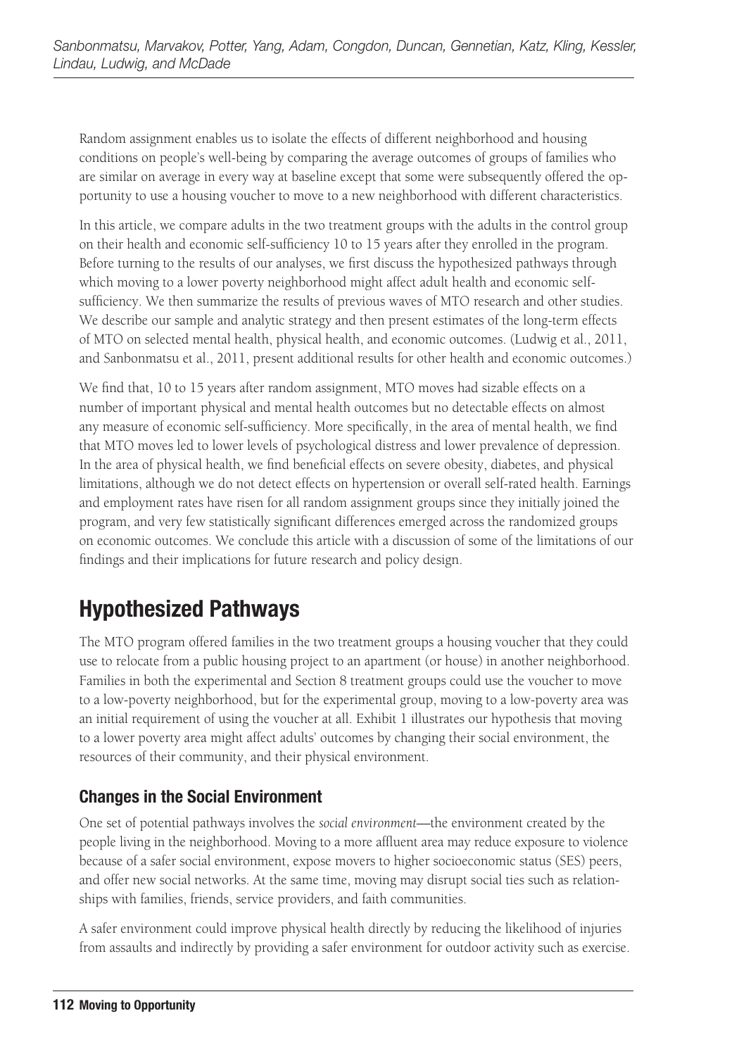Random assignment enables us to isolate the effects of different neighborhood and housing conditions on people's well-being by comparing the average outcomes of groups of families who are similar on average in every way at baseline except that some were subsequently offered the opportunity to use a housing voucher to move to a new neighborhood with different characteristics.

In this article, we compare adults in the two treatment groups with the adults in the control group on their health and economic self-sufficiency 10 to 15 years after they enrolled in the program. Before turning to the results of our analyses, we first discuss the hypothesized pathways through which moving to a lower poverty neighborhood might affect adult health and economic self-sufficiency. We then summarize the results of previous waves of MTO research and other studies. We describe our sample and analytic strategy and then present estimates of the long-term effects of MTO on selected mental health, physical health, and economic outcomes. (Ludwig et al., 2011, and Sanbonmatsu et al., 2011, present additional results for other health and economic outcomes.)

We find that, 10 to 15 years after random assignment, MTO moves had sizable effects on a number of important physical and mental health outcomes but no detectable effects on almost any measure of economic self-sufficiency. More specifically, in the area of mental health, we find that MTO moves led to lower levels of psychological distress and lower prevalence of depression. In the area of physical health, we find beneficial effects on severe obesity, diabetes, and physical limitations, although we do not detect effects on hypertension or overall self-rated health. Earnings and employment rates have risen for all random assignment groups since they initially joined the program, and very few statistically significant differences emerged across the randomized groups on economic outcomes. We conclude this article with a discussion of some of the limitations of our findings and their implications for future research and policy design.

## Hypothesized Pathways

The MTO program offered families in the two treatment groups a housing voucher that they could use to relocate from a public housing project to an apartment (or house) in another neighborhood. Families in both the experimental and Section 8 treatment groups could use the voucher to move to a low-poverty neighborhood, but for the experimental group, moving to a low-poverty area was an initial requirement of using the voucher at all. Exhibit 1 illustrates our hypothesis that moving to a lower poverty area might affect adults' outcomes by changing their social environment, the resources of their community, and their physical environment.

### Changes in the Social Environment

One set of potential pathways involves the *social environment*—the environment created by the people living in the neighborhood. Moving to a more affluent area may reduce exposure to violence because of a safer social environment, expose movers to higher socioeconomic status (SES) peers, and offer new social networks. At the same time, moving may disrupt social ties such as relationships with families, friends, service providers, and faith communities.

A safer environment could improve physical health directly by reducing the likelihood of injuries from assaults and indirectly by providing a safer environment for outdoor activity such as exercise.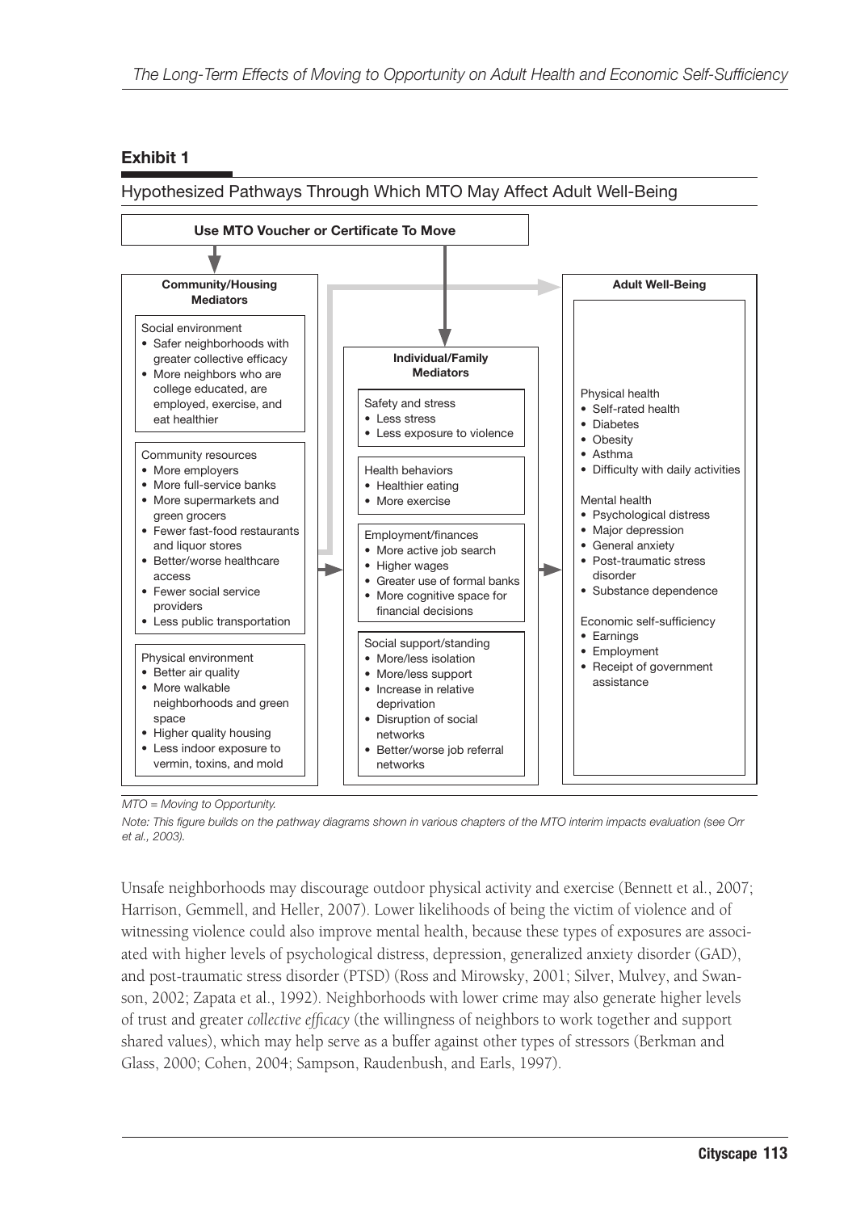## Exhibit 1

### Hypothesized Pathways Through Which MTO May Affect Adult Well-Being

**Use MTO Voucher or Certificate To Move**

**Community/Housing Mediators**

Social environment
- Safer neighborhoods with greater collective efficacy
- More neighbors who are college educated, are employed, exercise, and eat healthier

Community resources
- More employers
- More full-service banks
- More supermarkets and green grocers
- Fewer fast-food restaurants and liquor stores
- Better/worse healthcare access
- Fewer social service providers
- Less public transportation

Physical environment
- Better air quality
- More walkable neighborhoods and green space
- Higher quality housing
- Less indoor exposure to vermin, toxins, and mold

**Individual/Family Mediators**

Safety and stress
- Less stress
- Less exposure to violence

Health behaviors
- Healthier eating
- More exercise

Employment/finances
- More active job search
- Higher wages
- Greater use of formal banks
- More cognitive space for financial decisions

Social support/standing
- More/less isolation
- More/less support
- Increase in relative deprivation
- Disruption of social networks
- Better/worse job referral networks

**Adult Well-Being**

Physical health
- Self-rated health
- Diabetes
- Obesity
- Asthma
- Difficulty with daily activities

Mental health
- Psychological distress
- Major depression
- General anxiety
- Post-traumatic stress disorder
- Substance dependence

Economic self-sufficiency
- Earnings
- Employment
- Receipt of government assistance

*MTO = Moving to Opportunity.*

*Note: This figure builds on the pathway diagrams shown in various chapters of the MTO interim impacts evaluation (see Orr et al., 2003).*

Unsafe neighborhoods may discourage outdoor physical activity and exercise (Bennett et al., 2007; Harrison, Gemmell, and Heller, 2007). Lower likelihoods of being the victim of violence and of witnessing violence could also improve mental health, because these types of exposures are associated with higher levels of psychological distress, depression, generalized anxiety disorder (GAD), and post-traumatic stress disorder (PTSD) (Ross and Mirowsky, 2001; Silver, Mulvey, and Swanson, 2002; Zapata et al., 1992). Neighborhoods with lower crime may also generate higher levels of trust and greater *collective efficacy* (the willingness of neighbors to work together and support shared values), which may help serve as a buffer against other types of stressors (Berkman and Glass, 2000; Cohen, 2004; Sampson, Raudenbush, and Earls, 1997).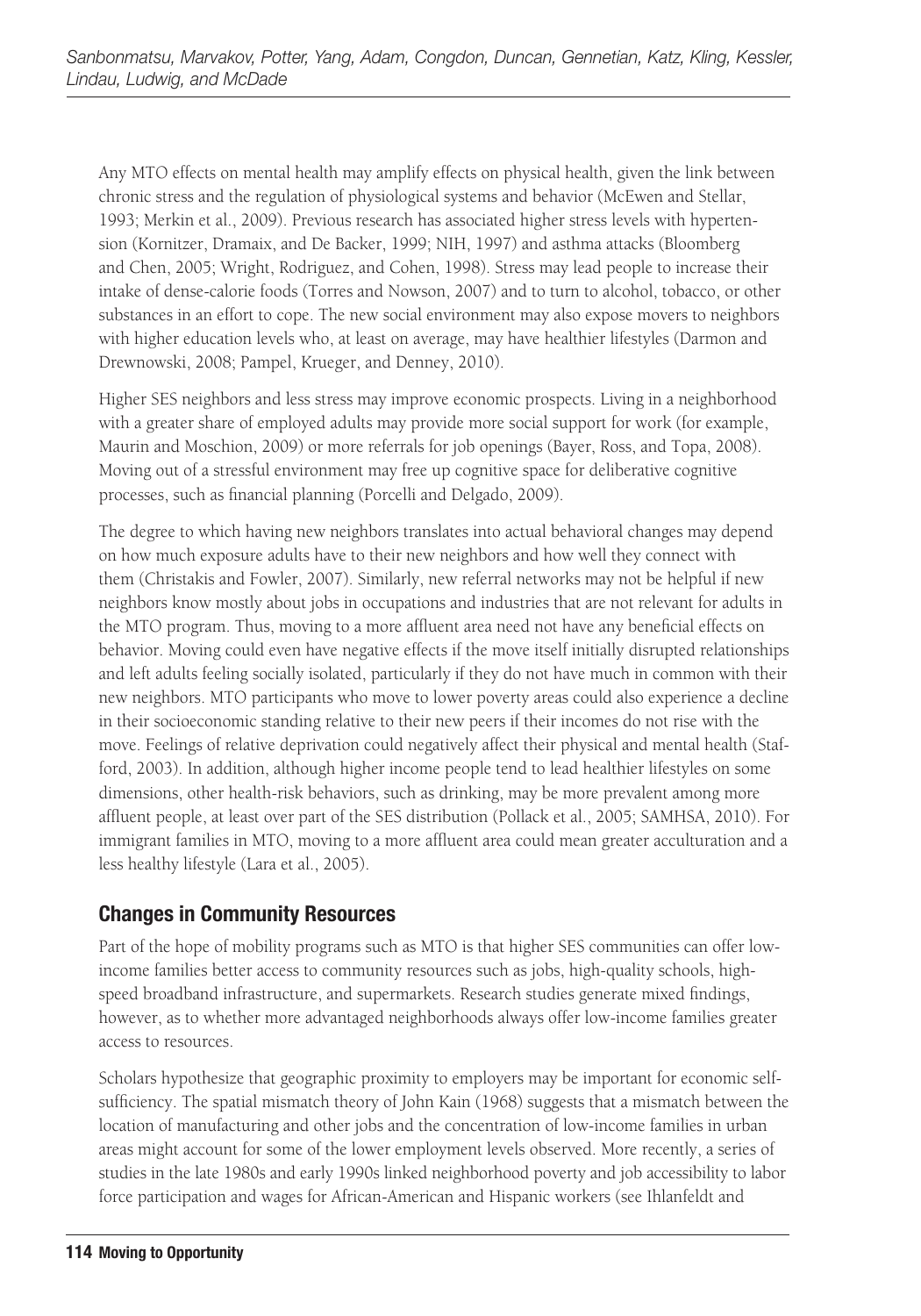Any MTO effects on mental health may amplify effects on physical health, given the link between chronic stress and the regulation of physiological systems and behavior (McEwen and Stellar, 1993; Merkin et al., 2009). Previous research has associated higher stress levels with hypertension (Kornitzer, Dramaix, and De Backer, 1999; NIH, 1997) and asthma attacks (Bloomberg and Chen, 2005; Wright, Rodriguez, and Cohen, 1998). Stress may lead people to increase their intake of dense-calorie foods (Torres and Nowson, 2007) and to turn to alcohol, tobacco, or other substances in an effort to cope. The new social environment may also expose movers to neighbors with higher education levels who, at least on average, may have healthier lifestyles (Darmon and Drewnowski, 2008; Pampel, Krueger, and Denney, 2010).

Higher SES neighbors and less stress may improve economic prospects. Living in a neighborhood with a greater share of employed adults may provide more social support for work (for example, Maurin and Moschion, 2009) or more referrals for job openings (Bayer, Ross, and Topa, 2008). Moving out of a stressful environment may free up cognitive space for deliberative cognitive processes, such as financial planning (Porcelli and Delgado, 2009).

The degree to which having new neighbors translates into actual behavioral changes may depend on how much exposure adults have to their new neighbors and how well they connect with them (Christakis and Fowler, 2007). Similarly, new referral networks may not be helpful if new neighbors know mostly about jobs in occupations and industries that are not relevant for adults in the MTO program. Thus, moving to a more affluent area need not have any beneficial effects on behavior. Moving could even have negative effects if the move itself initially disrupted relationships and left adults feeling socially isolated, particularly if they do not have much in common with their new neighbors. MTO participants who move to lower poverty areas could also experience a decline in their socioeconomic standing relative to their new peers if their incomes do not rise with the move. Feelings of relative deprivation could negatively affect their physical and mental health (Stafford, 2003). In addition, although higher income people tend to lead healthier lifestyles on some dimensions, other health-risk behaviors, such as drinking, may be more prevalent among more affluent people, at least over part of the SES distribution (Pollack et al., 2005; SAMHSA, 2010). For immigrant families in MTO, moving to a more affluent area could mean greater acculturation and a less healthy lifestyle (Lara et al., 2005).

## Changes in Community Resources

Part of the hope of mobility programs such as MTO is that higher SES communities can offer low-income families better access to community resources such as jobs, high-quality schools, high-speed broadband infrastructure, and supermarkets. Research studies generate mixed findings, however, as to whether more advantaged neighborhoods always offer low-income families greater access to resources.

Scholars hypothesize that geographic proximity to employers may be important for economic self-sufficiency. The spatial mismatch theory of John Kain (1968) suggests that a mismatch between the location of manufacturing and other jobs and the concentration of low-income families in urban areas might account for some of the lower employment levels observed. More recently, a series of studies in the late 1980s and early 1990s linked neighborhood poverty and job accessibility to labor force participation and wages for African-American and Hispanic workers (see Ihlanfeldt and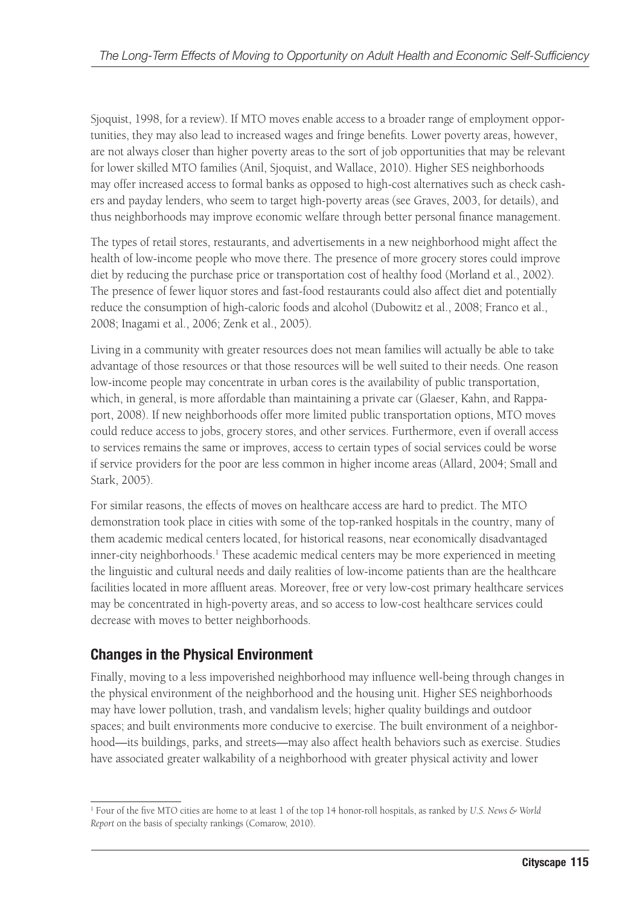Sjoquist, 1998, for a review). If MTO moves enable access to a broader range of employment opportunities, they may also lead to increased wages and fringe benefits. Lower poverty areas, however, are not always closer than higher poverty areas to the sort of job opportunities that may be relevant for lower skilled MTO families (Anil, Sjoquist, and Wallace, 2010). Higher SES neighborhoods may offer increased access to formal banks as opposed to high-cost alternatives such as check cashers and payday lenders, who seem to target high-poverty areas (see Graves, 2003, for details), and thus neighborhoods may improve economic welfare through better personal finance management.

The types of retail stores, restaurants, and advertisements in a new neighborhood might affect the health of low-income people who move there. The presence of more grocery stores could improve diet by reducing the purchase price or transportation cost of healthy food (Morland et al., 2002). The presence of fewer liquor stores and fast-food restaurants could also affect diet and potentially reduce the consumption of high-caloric foods and alcohol (Dubowitz et al., 2008; Franco et al., 2008; Inagami et al., 2006; Zenk et al., 2005).

Living in a community with greater resources does not mean families will actually be able to take advantage of those resources or that those resources will be well suited to their needs. One reason low-income people may concentrate in urban cores is the availability of public transportation, which, in general, is more affordable than maintaining a private car (Glaeser, Kahn, and Rappaport, 2008). If new neighborhoods offer more limited public transportation options, MTO moves could reduce access to jobs, grocery stores, and other services. Furthermore, even if overall access to services remains the same or improves, access to certain types of social services could be worse if service providers for the poor are less common in higher income areas (Allard, 2004; Small and Stark, 2005).

For similar reasons, the effects of moves on healthcare access are hard to predict. The MTO demonstration took place in cities with some of the top-ranked hospitals in the country, many of them academic medical centers located, for historical reasons, near economically disadvantaged inner-city neighborhoods.[1] These academic medical centers may be more experienced in meeting the linguistic and cultural needs and daily realities of low-income patients than are the healthcare facilities located in more affluent areas. Moreover, free or very low-cost primary healthcare services may be concentrated in high-poverty areas, and so access to low-cost healthcare services could decrease with moves to better neighborhoods.

## Changes in the Physical Environment

Finally, moving to a less impoverished neighborhood may influence well-being through changes in the physical environment of the neighborhood and the housing unit. Higher SES neighborhoods may have lower pollution, trash, and vandalism levels; higher quality buildings and outdoor spaces; and built environments more conducive to exercise. The built environment of a neighborhood—its buildings, parks, and streets—may also affect health behaviors such as exercise. Studies have associated greater walkability of a neighborhood with greater physical activity and lower

[1] Four of the five MTO cities are home to at least 1 of the top 14 honor-roll hospitals, as ranked by *U.S. News & World Report* on the basis of specialty rankings (Comarow, 2010).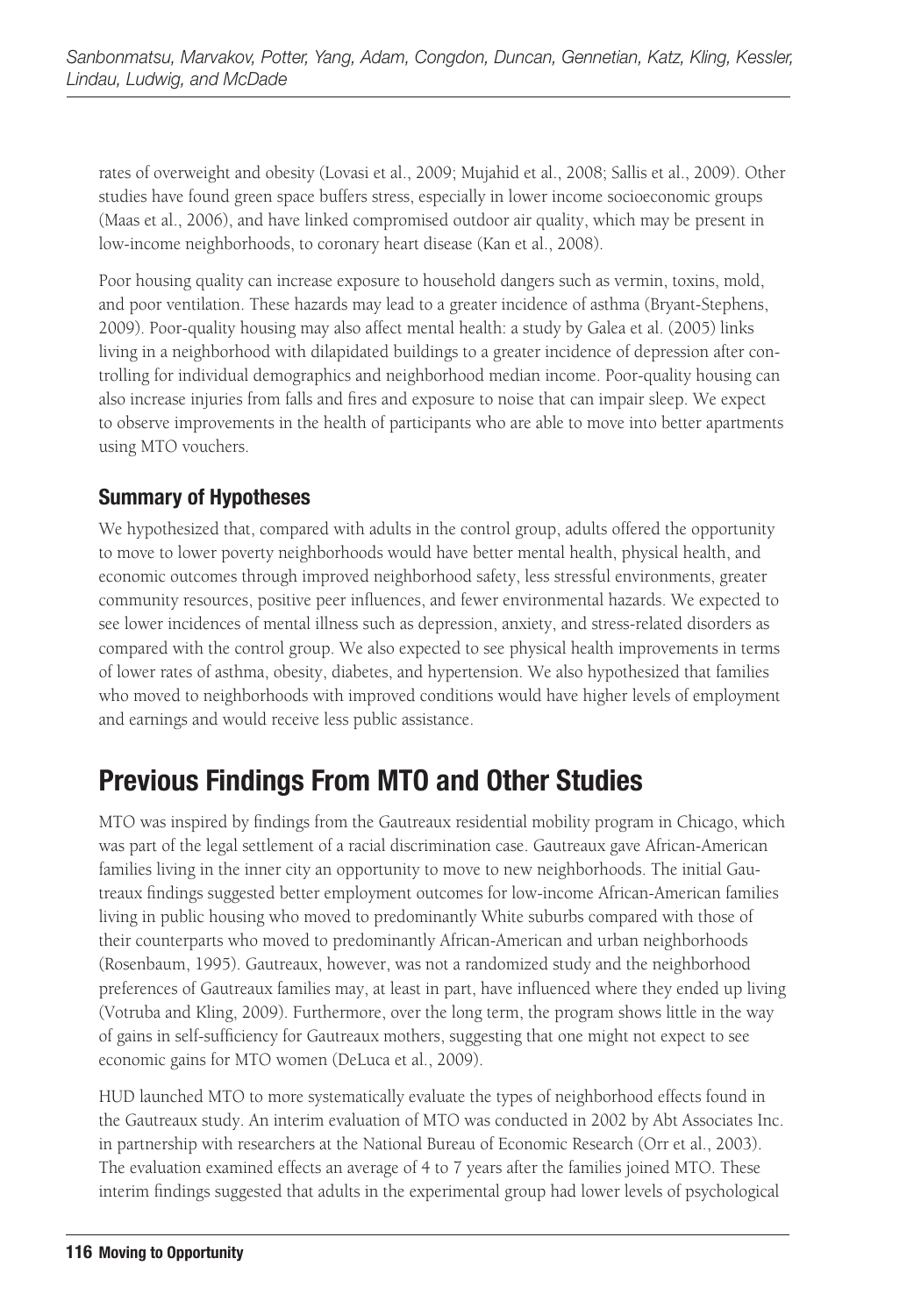rates of overweight and obesity (Lovasi et al., 2009; Mujahid et al., 2008; Sallis et al., 2009). Other studies have found green space buffers stress, especially in lower income socioeconomic groups (Maas et al., 2006), and have linked compromised outdoor air quality, which may be present in low-income neighborhoods, to coronary heart disease (Kan et al., 2008).

Poor housing quality can increase exposure to household dangers such as vermin, toxins, mold, and poor ventilation. These hazards may lead to a greater incidence of asthma (Bryant-Stephens, 2009). Poor-quality housing may also affect mental health: a study by Galea et al. (2005) links living in a neighborhood with dilapidated buildings to a greater incidence of depression after controlling for individual demographics and neighborhood median income. Poor-quality housing can also increase injuries from falls and fires and exposure to noise that can impair sleep. We expect to observe improvements in the health of participants who are able to move into better apartments using MTO vouchers.

### Summary of Hypotheses

We hypothesized that, compared with adults in the control group, adults offered the opportunity to move to lower poverty neighborhoods would have better mental health, physical health, and economic outcomes through improved neighborhood safety, less stressful environments, greater community resources, positive peer influences, and fewer environmental hazards. We expected to see lower incidences of mental illness such as depression, anxiety, and stress-related disorders as compared with the control group. We also expected to see physical health improvements in terms of lower rates of asthma, obesity, diabetes, and hypertension. We also hypothesized that families who moved to neighborhoods with improved conditions would have higher levels of employment and earnings and would receive less public assistance.

## Previous Findings From MTO and Other Studies

MTO was inspired by findings from the Gautreaux residential mobility program in Chicago, which was part of the legal settlement of a racial discrimination case. Gautreaux gave African-American families living in the inner city an opportunity to move to new neighborhoods. The initial Gautreaux findings suggested better employment outcomes for low-income African-American families living in public housing who moved to predominantly White suburbs compared with those of their counterparts who moved to predominantly African-American and urban neighborhoods (Rosenbaum, 1995). Gautreaux, however, was not a randomized study and the neighborhood preferences of Gautreaux families may, at least in part, have influenced where they ended up living (Votruba and Kling, 2009). Furthermore, over the long term, the program shows little in the way of gains in self-sufficiency for Gautreaux mothers, suggesting that one might not expect to see economic gains for MTO women (DeLuca et al., 2009).

HUD launched MTO to more systematically evaluate the types of neighborhood effects found in the Gautreaux study. An interim evaluation of MTO was conducted in 2002 by Abt Associates Inc. in partnership with researchers at the National Bureau of Economic Research (Orr et al., 2003). The evaluation examined effects an average of 4 to 7 years after the families joined MTO. These interim findings suggested that adults in the experimental group had lower levels of psychological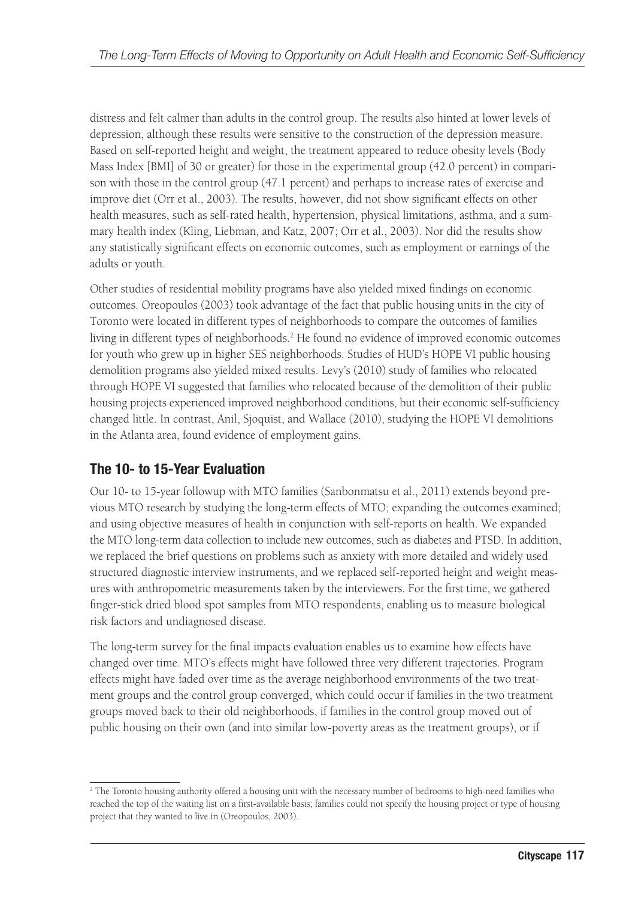distress and felt calmer than adults in the control group. The results also hinted at lower levels of depression, although these results were sensitive to the construction of the depression measure. Based on self-reported height and weight, the treatment appeared to reduce obesity levels (Body Mass Index [BMI] of 30 or greater) for those in the experimental group (42.0 percent) in comparison with those in the control group (47.1 percent) and perhaps to increase rates of exercise and improve diet (Orr et al., 2003). The results, however, did not show significant effects on other health measures, such as self-rated health, hypertension, physical limitations, asthma, and a summary health index (Kling, Liebman, and Katz, 2007; Orr et al., 2003). Nor did the results show any statistically significant effects on economic outcomes, such as employment or earnings of the adults or youth.

Other studies of residential mobility programs have also yielded mixed findings on economic outcomes. Oreopoulos (2003) took advantage of the fact that public housing units in the city of Toronto were located in different types of neighborhoods to compare the outcomes of families living in different types of neighborhoods.[2] He found no evidence of improved economic outcomes for youth who grew up in higher SES neighborhoods. Studies of HUD's HOPE VI public housing demolition programs also yielded mixed results. Levy's (2010) study of families who relocated through HOPE VI suggested that families who relocated because of the demolition of their public housing projects experienced improved neighborhood conditions, but their economic self-sufficiency changed little. In contrast, Anil, Sjoquist, and Wallace (2010), studying the HOPE VI demolitions in the Atlanta area, found evidence of employment gains.

## The 10- to 15-Year Evaluation

Our 10- to 15-year followup with MTO families (Sanbonmatsu et al., 2011) extends beyond previous MTO research by studying the long-term effects of MTO; expanding the outcomes examined; and using objective measures of health in conjunction with self-reports on health. We expanded the MTO long-term data collection to include new outcomes, such as diabetes and PTSD. In addition, we replaced the brief questions on problems such as anxiety with more detailed and widely used structured diagnostic interview instruments, and we replaced self-reported height and weight measures with anthropometric measurements taken by the interviewers. For the first time, we gathered finger-stick dried blood spot samples from MTO respondents, enabling us to measure biological risk factors and undiagnosed disease.

The long-term survey for the final impacts evaluation enables us to examine how effects have changed over time. MTO's effects might have followed three very different trajectories. Program effects might have faded over time as the average neighborhood environments of the two treatment groups and the control group converged, which could occur if families in the two treatment groups moved back to their old neighborhoods, if families in the control group moved out of public housing on their own (and into similar low-poverty areas as the treatment groups), or if

[2] The Toronto housing authority offered a housing unit with the necessary number of bedrooms to high-need families who reached the top of the waiting list on a first-available basis; families could not specify the housing project or type of housing project that they wanted to live in (Oreopoulos, 2003).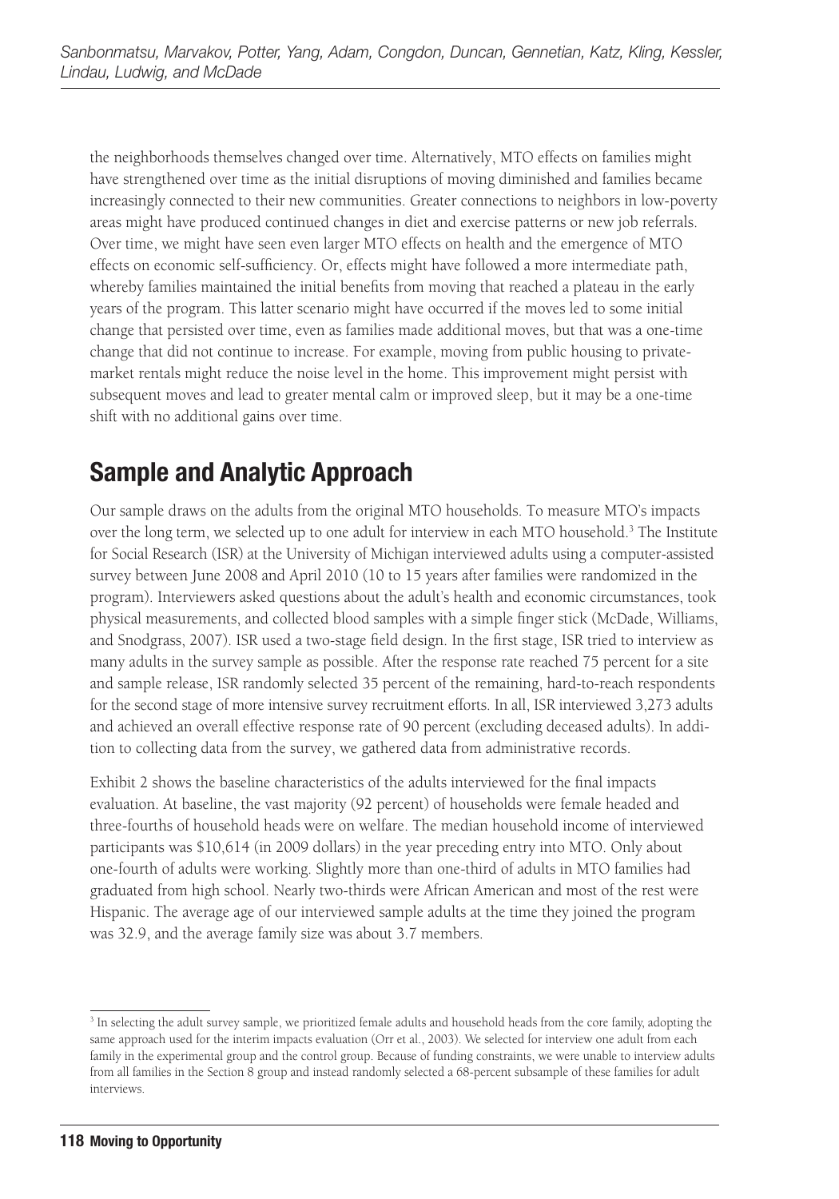the neighborhoods themselves changed over time. Alternatively, MTO effects on families might have strengthened over time as the initial disruptions of moving diminished and families became increasingly connected to their new communities. Greater connections to neighbors in low-poverty areas might have produced continued changes in diet and exercise patterns or new job referrals. Over time, we might have seen even larger MTO effects on health and the emergence of MTO effects on economic self-sufficiency. Or, effects might have followed a more intermediate path, whereby families maintained the initial benefits from moving that reached a plateau in the early years of the program. This latter scenario might have occurred if the moves led to some initial change that persisted over time, even as families made additional moves, but that was a one-time change that did not continue to increase. For example, moving from public housing to private-market rentals might reduce the noise level in the home. This improvement might persist with subsequent moves and lead to greater mental calm or improved sleep, but it may be a one-time shift with no additional gains over time.

## Sample and Analytic Approach

Our sample draws on the adults from the original MTO households. To measure MTO's impacts over the long term, we selected up to one adult for interview in each MTO household.[3] The Institute for Social Research (ISR) at the University of Michigan interviewed adults using a computer-assisted survey between June 2008 and April 2010 (10 to 15 years after families were randomized in the program). Interviewers asked questions about the adult's health and economic circumstances, took physical measurements, and collected blood samples with a simple finger stick (McDade, Williams, and Snodgrass, 2007). ISR used a two-stage field design. In the first stage, ISR tried to interview as many adults in the survey sample as possible. After the response rate reached 75 percent for a site and sample release, ISR randomly selected 35 percent of the remaining, hard-to-reach respondents for the second stage of more intensive survey recruitment efforts. In all, ISR interviewed 3,273 adults and achieved an overall effective response rate of 90 percent (excluding deceased adults). In addition to collecting data from the survey, we gathered data from administrative records.

Exhibit 2 shows the baseline characteristics of the adults interviewed for the final impacts evaluation. At baseline, the vast majority (92 percent) of households were female headed and three-fourths of household heads were on welfare. The median household income of interviewed participants was $10,614 (in 2009 dollars) in the year preceding entry into MTO. Only about one-fourth of adults were working. Slightly more than one-third of adults in MTO families had graduated from high school. Nearly two-thirds were African American and most of the rest were Hispanic. The average age of our interviewed sample adults at the time they joined the program was 32.9, and the average family size was about 3.7 members.

[3] In selecting the adult survey sample, we prioritized female adults and household heads from the core family, adopting the same approach used for the interim impacts evaluation (Orr et al., 2003). We selected for interview one adult from each family in the experimental group and the control group. Because of funding constraints, we were unable to interview adults from all families in the Section 8 group and instead randomly selected a 68-percent subsample of these families for adult interviews.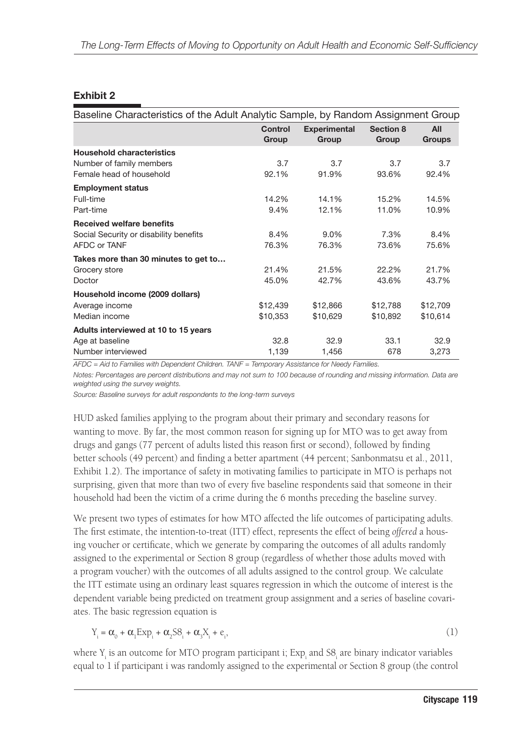## Exhibit 2

Baseline Characteristics of the Adult Analytic Sample, by Random Assignment Group

| | Control Group | Experimental Group | Section 8 Group | All Groups |
|---|---|---|---|---|
| **Household characteristics** | | | | |
| Number of family members | 3.7 | 3.7 | 3.7 | 3.7 |
| Female head of household | 92.1% | 91.9% | 93.6% | 92.4% |
| **Employment status** | | | | |
| Full-time | 14.2% | 14.1% | 15.2% | 14.5% |
| Part-time | 9.4% | 12.1% | 11.0% | 10.9% |
| **Received welfare benefits** | | | | |
| Social Security or disability benefits | 8.4% | 9.0% | 7.3% | 8.4% |
| AFDC or TANF | 76.3% | 76.3% | 73.6% | 75.6% |
| **Takes more than 30 minutes to get to…** | | | | |
| Grocery store | 21.4% | 21.5% | 22.2% | 21.7% |
| Doctor | 45.0% | 42.7% | 43.6% | 43.7% |
| **Household income (2009 dollars)** | | | | |
| Average income | $12,439 | $12,866 | $12,788 | $12,709 |
| Median income | $10,353 | $10,629 | $10,892 | $10,614 |
| **Adults interviewed at 10 to 15 years** | | | | |
| Age at baseline | 32.8 | 32.9 | 33.1 | 32.9 |
| Number interviewed | 1,139 | 1,456 | 678 | 3,273 |

*AFDC = Aid to Families with Dependent Children. TANF = Temporary Assistance for Needy Families.*

*Notes: Percentages are percent distributions and may not sum to 100 because of rounding and missing information. Data are weighted using the survey weights.*

*Source: Baseline surveys for adult respondents to the long-term surveys*

HUD asked families applying to the program about their primary and secondary reasons for wanting to move. By far, the most common reason for signing up for MTO was to get away from drugs and gangs (77 percent of adults listed this reason first or second), followed by finding better schools (49 percent) and finding a better apartment (44 percent; Sanbonmatsu et al., 2011, Exhibit 1.2). The importance of safety in motivating families to participate in MTO is perhaps not surprising, given that more than two of every five baseline respondents said that someone in their household had been the victim of a crime during the 6 months preceding the baseline survey.

We present two types of estimates for how MTO affected the life outcomes of participating adults. The first estimate, the intention-to-treat (ITT) effect, represents the effect of being *offered* a housing voucher or certificate, which we generate by comparing the outcomes of all adults randomly assigned to the experimental or Section 8 group (regardless of whether those adults moved with a program voucher) with the outcomes of all adults assigned to the control group. We calculate the ITT estimate using an ordinary least squares regression in which the outcome of interest is the dependent variable being predicted on treatment group assignment and a series of baseline covariates. The basic regression equation is

$$Y_i = \alpha_0 + \alpha_1 Exp_i + \alpha_2 S8_i + \alpha_3 X_i + e_i, \quad (1)$$

where $Y_i$ is an outcome for MTO program participant i; $Exp_i$ and $S8_i$ are binary indicator variables equal to 1 if participant i was randomly assigned to the experimental or Section 8 group (the control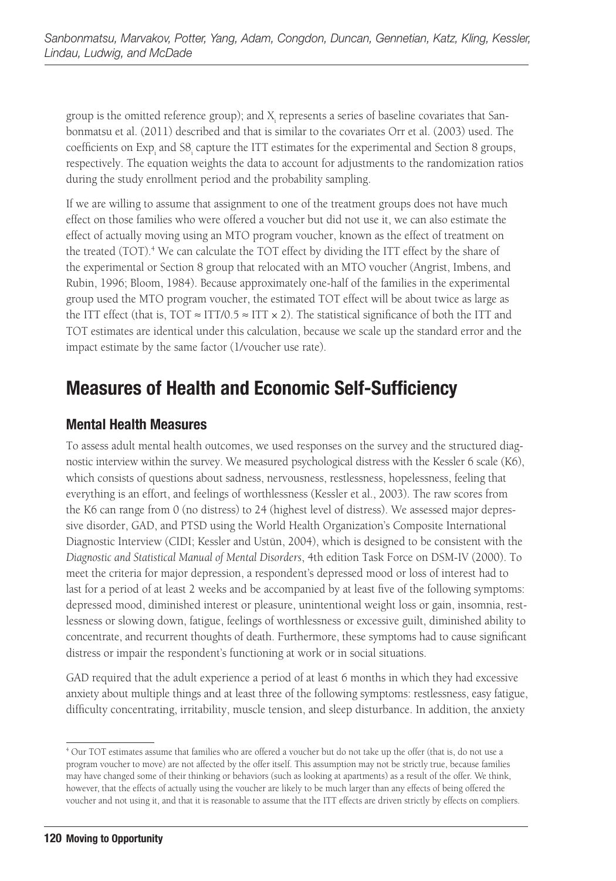group is the omitted reference group); and $X_i$ represents a series of baseline covariates that Sanbonmatsu et al. (2011) described and that is similar to the covariates Orr et al. (2003) used. The coefficients on $Exp_i$ and $S8_i$ capture the ITT estimates for the experimental and Section 8 groups, respectively. The equation weights the data to account for adjustments to the randomization ratios during the study enrollment period and the probability sampling.

If we are willing to assume that assignment to one of the treatment groups does not have much effect on those families who were offered a voucher but did not use it, we can also estimate the effect of actually moving using an MTO program voucher, known as the effect of treatment on the treated (TOT).[4] We can calculate the TOT effect by dividing the ITT effect by the share of the experimental or Section 8 group that relocated with an MTO voucher (Angrist, Imbens, and Rubin, 1996; Bloom, 1984). Because approximately one-half of the families in the experimental group used the MTO program voucher, the estimated TOT effect will be about twice as large as the ITT effect (that is, $TOT \approx ITT/0.5 \approx ITT \times 2$). The statistical significance of both the ITT and TOT estimates are identical under this calculation, because we scale up the standard error and the impact estimate by the same factor (1/voucher use rate).

## Measures of Health and Economic Self-Sufficiency

### Mental Health Measures

To assess adult mental health outcomes, we used responses on the survey and the structured diagnostic interview within the survey. We measured psychological distress with the Kessler 6 scale (K6), which consists of questions about sadness, nervousness, restlessness, hopelessness, feeling that everything is an effort, and feelings of worthlessness (Kessler et al., 2003). The raw scores from the K6 can range from 0 (no distress) to 24 (highest level of distress). We assessed major depressive disorder, GAD, and PTSD using the World Health Organization's Composite International Diagnostic Interview (CIDI; Kessler and Ustün, 2004), which is designed to be consistent with the *Diagnostic and Statistical Manual of Mental Disorders*, 4th edition Task Force on DSM-IV (2000). To meet the criteria for major depression, a respondent's depressed mood or loss of interest had to last for a period of at least 2 weeks and be accompanied by at least five of the following symptoms: depressed mood, diminished interest or pleasure, unintentional weight loss or gain, insomnia, restlessness or slowing down, fatigue, feelings of worthlessness or excessive guilt, diminished ability to concentrate, and recurrent thoughts of death. Furthermore, these symptoms had to cause significant distress or impair the respondent's functioning at work or in social situations.

GAD required that the adult experience a period of at least 6 months in which they had excessive anxiety about multiple things and at least three of the following symptoms: restlessness, easy fatigue, difficulty concentrating, irritability, muscle tension, and sleep disturbance. In addition, the anxiety

[4] Our TOT estimates assume that families who are offered a voucher but do not take up the offer (that is, do not use a program voucher to move) are not affected by the offer itself. This assumption may not be strictly true, because families may have changed some of their thinking or behaviors (such as looking at apartments) as a result of the offer. We think, however, that the effects of actually using the voucher are likely to be much larger than any effects of being offered the voucher and not using it, and that it is reasonable to assume that the ITT effects are driven strictly by effects on compliers.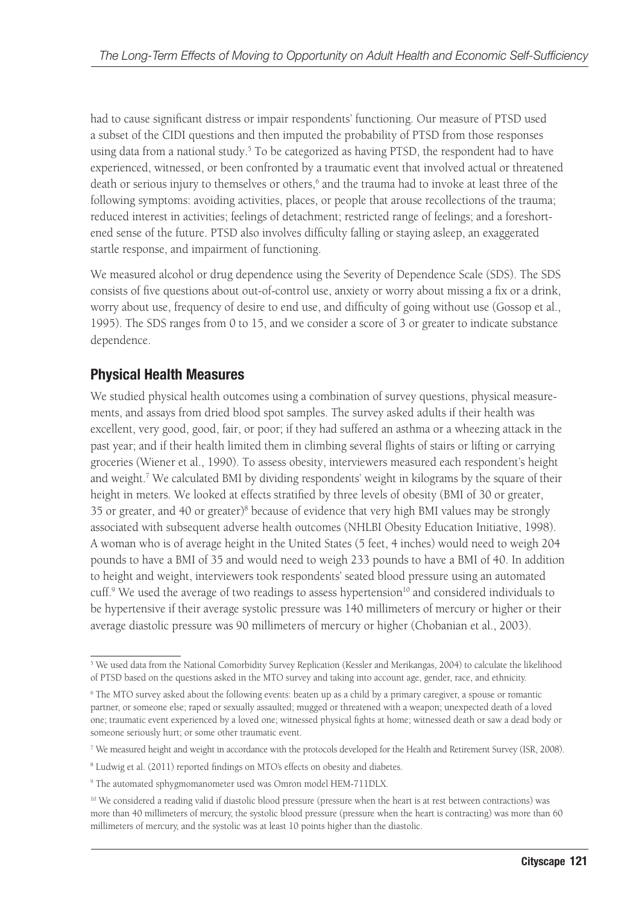had to cause significant distress or impair respondents' functioning. Our measure of PTSD used a subset of the CIDI questions and then imputed the probability of PTSD from those responses using data from a national study.[5] To be categorized as having PTSD, the respondent had to have experienced, witnessed, or been confronted by a traumatic event that involved actual or threatened death or serious injury to themselves or others,[6] and the trauma had to invoke at least three of the following symptoms: avoiding activities, places, or people that arouse recollections of the trauma; reduced interest in activities; feelings of detachment; restricted range of feelings; and a foreshortened sense of the future. PTSD also involves difficulty falling or staying asleep, an exaggerated startle response, and impairment of functioning.

We measured alcohol or drug dependence using the Severity of Dependence Scale (SDS). The SDS consists of five questions about out-of-control use, anxiety or worry about missing a fix or a drink, worry about use, frequency of desire to end use, and difficulty of going without use (Gossop et al., 1995). The SDS ranges from 0 to 15, and we consider a score of 3 or greater to indicate substance dependence.

## Physical Health Measures

We studied physical health outcomes using a combination of survey questions, physical measurements, and assays from dried blood spot samples. The survey asked adults if their health was excellent, very good, good, fair, or poor; if they had suffered an asthma or a wheezing attack in the past year; and if their health limited them in climbing several flights of stairs or lifting or carrying groceries (Wiener et al., 1990). To assess obesity, interviewers measured each respondent's height and weight.[7] We calculated BMI by dividing respondents' weight in kilograms by the square of their height in meters. We looked at effects stratified by three levels of obesity (BMI of 30 or greater, 35 or greater, and 40 or greater)[8] because of evidence that very high BMI values may be strongly associated with subsequent adverse health outcomes (NHLBI Obesity Education Initiative, 1998). A woman who is of average height in the United States (5 feet, 4 inches) would need to weigh 204 pounds to have a BMI of 35 and would need to weigh 233 pounds to have a BMI of 40. In addition to height and weight, interviewers took respondents' seated blood pressure using an automated cuff.[9] We used the average of two readings to assess hypertension[10] and considered individuals to be hypertensive if their average systolic pressure was 140 millimeters of mercury or higher or their average diastolic pressure was 90 millimeters of mercury or higher (Chobanian et al., 2003).

---

[5] We used data from the National Comorbidity Survey Replication (Kessler and Merikangas, 2004) to calculate the likelihood of PTSD based on the questions asked in the MTO survey and taking into account age, gender, race, and ethnicity.

[6] The MTO survey asked about the following events: beaten up as a child by a primary caregiver, a spouse or romantic partner, or someone else; raped or sexually assaulted; mugged or threatened with a weapon; unexpected death of a loved one; traumatic event experienced by a loved one; witnessed physical fights at home; witnessed death or saw a dead body or someone seriously hurt; or some other traumatic event.

[7] We measured height and weight in accordance with the protocols developed for the Health and Retirement Survey (ISR, 2008).

[8] Ludwig et al. (2011) reported findings on MTO's effects on obesity and diabetes.

[9] The automated sphygmomanometer used was Omron model HEM-711DLX.

[10] We considered a reading valid if diastolic blood pressure (pressure when the heart is at rest between contractions) was more than 40 millimeters of mercury, the systolic blood pressure (pressure when the heart is contracting) was more than 60 millimeters of mercury, and the systolic was at least 10 points higher than the diastolic.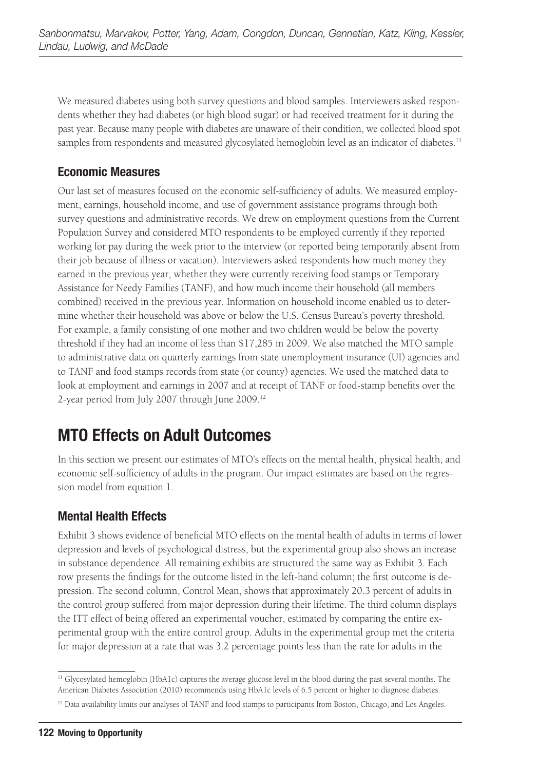We measured diabetes using both survey questions and blood samples. Interviewers asked respondents whether they had diabetes (or high blood sugar) or had received treatment for it during the past year. Because many people with diabetes are unaware of their condition, we collected blood spot samples from respondents and measured glycosylated hemoglobin level as an indicator of diabetes.[11]

### Economic Measures

Our last set of measures focused on the economic self-sufficiency of adults. We measured employment, earnings, household income, and use of government assistance programs through both survey questions and administrative records. We drew on employment questions from the Current Population Survey and considered MTO respondents to be employed currently if they reported working for pay during the week prior to the interview (or reported being temporarily absent from their job because of illness or vacation). Interviewers asked respondents how much money they earned in the previous year, whether they were currently receiving food stamps or Temporary Assistance for Needy Families (TANF), and how much income their household (all members combined) received in the previous year. Information on household income enabled us to determine whether their household was above or below the U.S. Census Bureau's poverty threshold. For example, a family consisting of one mother and two children would be below the poverty threshold if they had an income of less than $17,285 in 2009. We also matched the MTO sample to administrative data on quarterly earnings from state unemployment insurance (UI) agencies and to TANF and food stamps records from state (or county) agencies. We used the matched data to look at employment and earnings in 2007 and at receipt of TANF or food-stamp benefits over the 2-year period from July 2007 through June 2009.[12]

## MTO Effects on Adult Outcomes

In this section we present our estimates of MTO's effects on the mental health, physical health, and economic self-sufficiency of adults in the program. Our impact estimates are based on the regression model from equation 1.

### Mental Health Effects

Exhibit 3 shows evidence of beneficial MTO effects on the mental health of adults in terms of lower depression and levels of psychological distress, but the experimental group also shows an increase in substance dependence. All remaining exhibits are structured the same way as Exhibit 3. Each row presents the findings for the outcome listed in the left-hand column; the first outcome is depression. The second column, Control Mean, shows that approximately 20.3 percent of adults in the control group suffered from major depression during their lifetime. The third column displays the ITT effect of being offered an experimental voucher, estimated by comparing the entire experimental group with the entire control group. Adults in the experimental group met the criteria for major depression at a rate that was 3.2 percentage points less than the rate for adults in the

[11] Glycosylated hemoglobin (HbA1c) captures the average glucose level in the blood during the past several months. The American Diabetes Association (2010) recommends using HbA1c levels of 6.5 percent or higher to diagnose diabetes.

[12] Data availability limits our analyses of TANF and food stamps to participants from Boston, Chicago, and Los Angeles.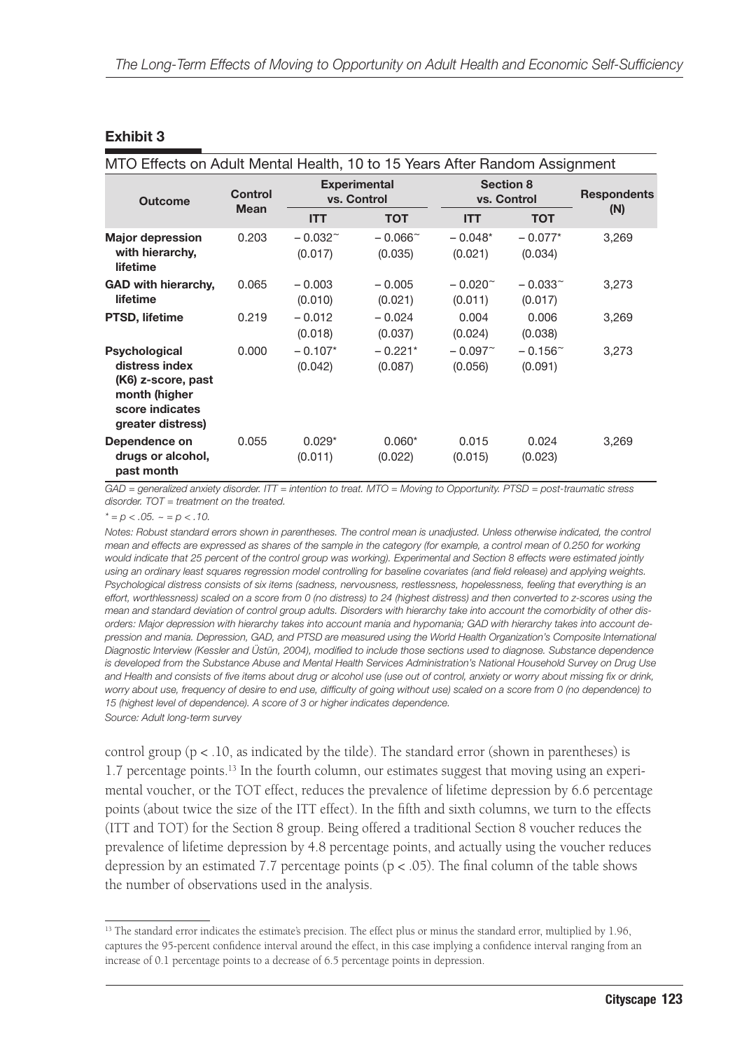## Exhibit 3

MTO Effects on Adult Mental Health, 10 to 15 Years After Random Assignment

| Outcome | Control Mean | Experimental vs. Control | | Section 8 vs. Control | | Respondents (N) |
|---|---|---|---|---|---|---|
| | | ITT | TOT | ITT | TOT | |
| **Major depression with hierarchy, lifetime** | 0.203 | – 0.032~ (0.017) | – 0.066~ (0.035) | – 0.048* (0.021) | – 0.077* (0.034) | 3,269 |
| **GAD with hierarchy, lifetime** | 0.065 | – 0.003 (0.010) | – 0.005 (0.021) | – 0.020~ (0.011) | – 0.033~ (0.017) | 3,273 |
| **PTSD, lifetime** | 0.219 | – 0.012 (0.018) | – 0.024 (0.037) | 0.004 (0.024) | 0.006 (0.038) | 3,269 |
| **Psychological distress index (K6) z-score, past month (higher score indicates greater distress)** | 0.000 | – 0.107* (0.042) | – 0.221* (0.087) | – 0.097~ (0.056) | – 0.156~ (0.091) | 3,273 |
| **Dependence on drugs or alcohol, past month** | 0.055 | 0.029* (0.011) | 0.060* (0.022) | 0.015 (0.015) | 0.024 (0.023) | 3,269 |

*GAD = generalized anxiety disorder. ITT = intention to treat. MTO = Moving to Opportunity. PTSD = post-traumatic stress disorder. TOT = treatment on the treated.*

*\* = $p < .05$. ~ = $p < .10$.*

*Notes: Robust standard errors shown in parentheses. The control mean is unadjusted. Unless otherwise indicated, the control mean and effects are expressed as shares of the sample in the category (for example, a control mean of 0.250 for working would indicate that 25 percent of the control group was working). Experimental and Section 8 effects were estimated jointly using an ordinary least squares regression model controlling for baseline covariates (and field release) and applying weights. Psychological distress consists of six items (sadness, nervousness, restlessness, hopelessness, feeling that everything is an effort, worthlessness) scaled on a score from 0 (no distress) to 24 (highest distress) and then converted to z-scores using the mean and standard deviation of control group adults. Disorders with hierarchy take into account the comorbidity of other disorders: Major depression with hierarchy takes into account mania and hypomania; GAD with hierarchy takes into account depression and mania. Depression, GAD, and PTSD are measured using the World Health Organization's Composite International Diagnostic Interview (Kessler and Üstün, 2004), modified to include those sections used to diagnose. Substance dependence is developed from the Substance Abuse and Mental Health Services Administration's National Household Survey on Drug Use and Health and consists of five items about drug or alcohol use (use out of control, anxiety or worry about missing fix or drink, worry about use, frequency of desire to end use, difficulty of going without use) scaled on a score from 0 (no dependence) to 15 (highest level of dependence). A score of 3 or higher indicates dependence.*

*Source: Adult long-term survey*

control group ($p < .10$, as indicated by the tilde). The standard error (shown in parentheses) is 1.7 percentage points.[13] In the fourth column, our estimates suggest that moving using an experimental voucher, or the TOT effect, reduces the prevalence of lifetime depression by 6.6 percentage points (about twice the size of the ITT effect). In the fifth and sixth columns, we turn to the effects (ITT and TOT) for the Section 8 group. Being offered a traditional Section 8 voucher reduces the prevalence of lifetime depression by 4.8 percentage points, and actually using the voucher reduces depression by an estimated 7.7 percentage points ($p < .05$). The final column of the table shows the number of observations used in the analysis.

[13] The standard error indicates the estimate's precision. The effect plus or minus the standard error, multiplied by 1.96, captures the 95-percent confidence interval around the effect, in this case implying a confidence interval ranging from an increase of 0.1 percentage points to a decrease of 6.5 percentage points in depression.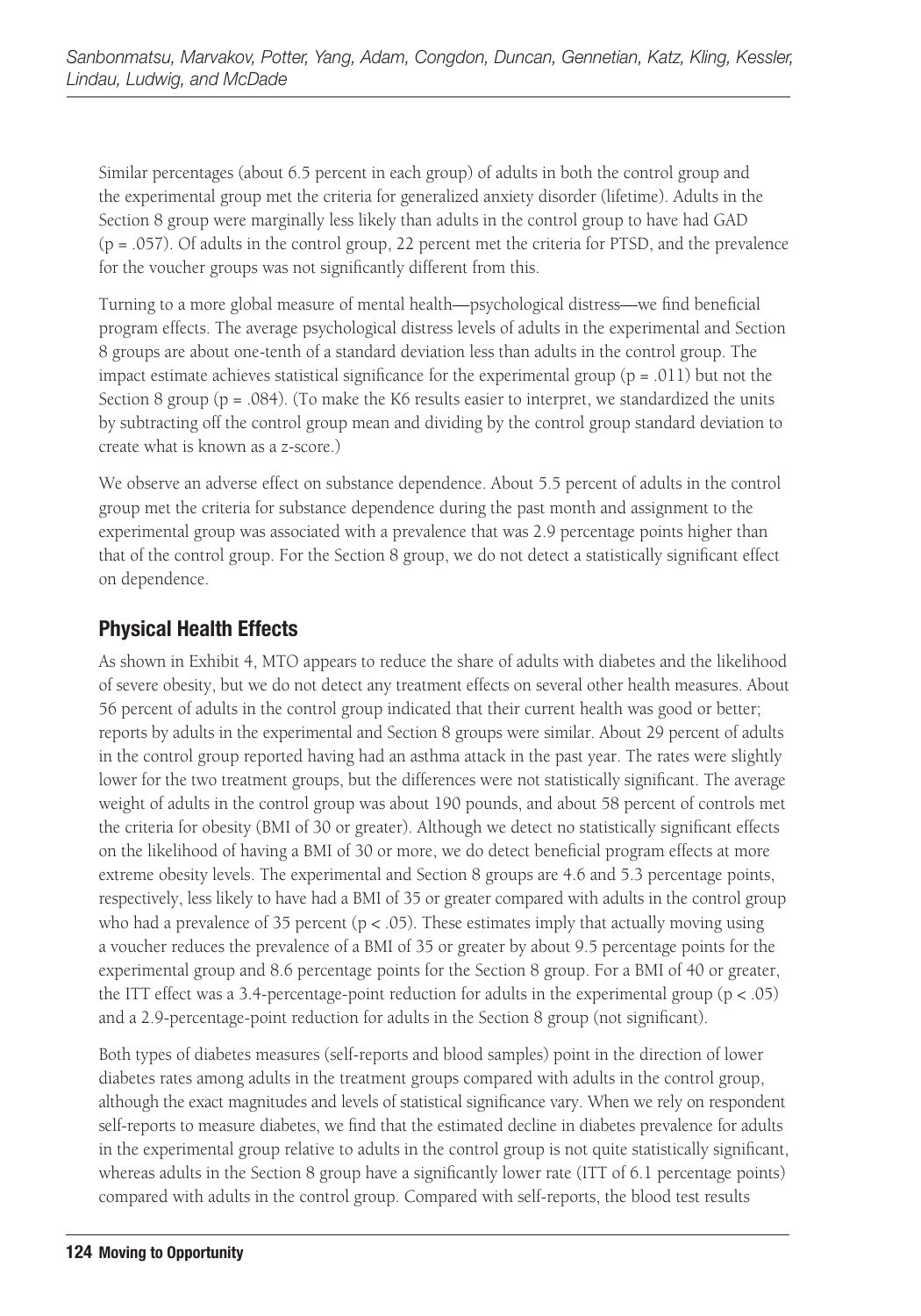Similar percentages (about 6.5 percent in each group) of adults in both the control group and the experimental group met the criteria for generalized anxiety disorder (lifetime). Adults in the Section 8 group were marginally less likely than adults in the control group to have had GAD ($p = .057$). Of adults in the control group, 22 percent met the criteria for PTSD, and the prevalence for the voucher groups was not significantly different from this.

Turning to a more global measure of mental health—psychological distress—we find beneficial program effects. The average psychological distress levels of adults in the experimental and Section 8 groups are about one-tenth of a standard deviation less than adults in the control group. The impact estimate achieves statistical significance for the experimental group ($p = .011$) but not the Section 8 group ($p = .084$). (To make the K6 results easier to interpret, we standardized the units by subtracting off the control group mean and dividing by the control group standard deviation to create what is known as a z-score.)

We observe an adverse effect on substance dependence. About 5.5 percent of adults in the control group met the criteria for substance dependence during the past month and assignment to the experimental group was associated with a prevalence that was 2.9 percentage points higher than that of the control group. For the Section 8 group, we do not detect a statistically significant effect on dependence.

## Physical Health Effects

As shown in Exhibit 4, MTO appears to reduce the share of adults with diabetes and the likelihood of severe obesity, but we do not detect any treatment effects on several other health measures. About 56 percent of adults in the control group indicated that their current health was good or better; reports by adults in the experimental and Section 8 groups were similar. About 29 percent of adults in the control group reported having had an asthma attack in the past year. The rates were slightly lower for the two treatment groups, but the differences were not statistically significant. The average weight of adults in the control group was about 190 pounds, and about 58 percent of controls met the criteria for obesity (BMI of 30 or greater). Although we detect no statistically significant effects on the likelihood of having a BMI of 30 or more, we do detect beneficial program effects at more extreme obesity levels. The experimental and Section 8 groups are 4.6 and 5.3 percentage points, respectively, less likely to have had a BMI of 35 or greater compared with adults in the control group who had a prevalence of 35 percent ($p < .05$). These estimates imply that actually moving using a voucher reduces the prevalence of a BMI of 35 or greater by about 9.5 percentage points for the experimental group and 8.6 percentage points for the Section 8 group. For a BMI of 40 or greater, the ITT effect was a 3.4-percentage-point reduction for adults in the experimental group ($p < .05$) and a 2.9-percentage-point reduction for adults in the Section 8 group (not significant).

Both types of diabetes measures (self-reports and blood samples) point in the direction of lower diabetes rates among adults in the treatment groups compared with adults in the control group, although the exact magnitudes and levels of statistical significance vary. When we rely on respondent self-reports to measure diabetes, we find that the estimated decline in diabetes prevalence for adults in the experimental group relative to adults in the control group is not quite statistically significant, whereas adults in the Section 8 group have a significantly lower rate (ITT of 6.1 percentage points) compared with adults in the control group. Compared with self-reports, the blood test results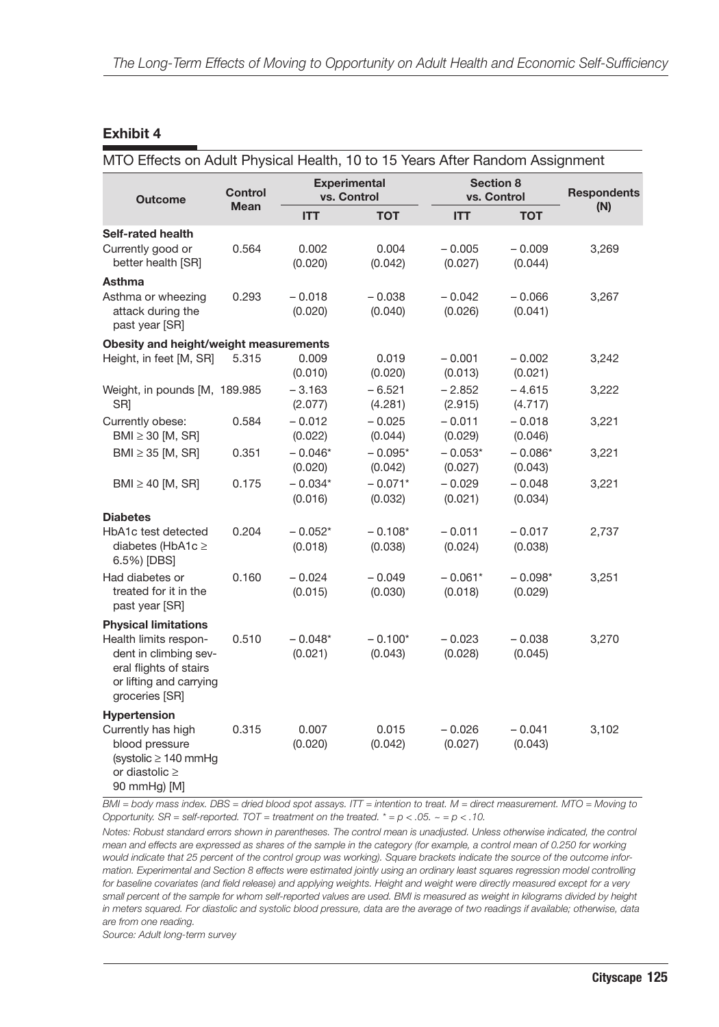## Exhibit 4

MTO Effects on Adult Physical Health, 10 to 15 Years After Random Assignment

| Outcome | Control Mean | Experimental vs. Control | | Section 8 vs. Control | | Respondents (N) |
|---|---|---|---|---|---|---|
| | | ITT | TOT | ITT | TOT | |
| **Self-rated health** | | | | | | |
| Currently good or better health [SR] | 0.564 | 0.002 (0.020) | 0.004 (0.042) | – 0.005 (0.027) | – 0.009 (0.044) | 3,269 |
| **Asthma** | | | | | | |
| Asthma or wheezing attack during the past year [SR] | 0.293 | – 0.018 (0.020) | – 0.038 (0.040) | – 0.042 (0.026) | – 0.066 (0.041) | 3,267 |
| **Obesity and height/weight measurements** | | | | | | |
| Height, in feet [M, SR] | 5.315 | 0.009 (0.010) | 0.019 (0.020) | – 0.001 (0.013) | – 0.002 (0.021) | 3,242 |
| Weight, in pounds [M, SR] | 189.985 | – 3.163 (2.077) | – 6.521 (4.281) | – 2.852 (2.915) | – 4.615 (4.717) | 3,222 |
| Currently obese: BMI ≥ 30 [M, SR] | 0.584 | – 0.012 (0.022) | – 0.025 (0.044) | – 0.011 (0.029) | – 0.018 (0.046) | 3,221 |
| BMI ≥ 35 [M, SR] | 0.351 | – 0.046* (0.020) | – 0.095* (0.042) | – 0.053* (0.027) | – 0.086* (0.043) | 3,221 |
| BMI ≥ 40 [M, SR] | 0.175 | – 0.034* (0.016) | – 0.071* (0.032) | – 0.029 (0.021) | – 0.048 (0.034) | 3,221 |
| **Diabetes** | | | | | | |
| HbA1c test detected diabetes (HbA1c ≥ 6.5%) [DBS] | 0.204 | – 0.052* (0.018) | – 0.108* (0.038) | – 0.011 (0.024) | – 0.017 (0.038) | 2,737 |
| Had diabetes or treated for it in the past year [SR] | 0.160 | – 0.024 (0.015) | – 0.049 (0.030) | – 0.061* (0.018) | – 0.098* (0.029) | 3,251 |
| **Physical limitations** | | | | | | |
| Health limits respondent in climbing several flights of stairs or lifting and carrying groceries [SR] | 0.510 | – 0.048* (0.021) | – 0.100* (0.043) | – 0.023 (0.028) | – 0.038 (0.045) | 3,270 |
| **Hypertension** | | | | | | |
| Currently has high blood pressure (systolic ≥ 140 mmHg or diastolic ≥ 90 mmHg) [M] | 0.315 | 0.007 (0.020) | 0.015 (0.042) | – 0.026 (0.027) | – 0.041 (0.043) | 3,102 |

*BMI = body mass index. DBS = dried blood spot assays. ITT = intention to treat. M = direct measurement. MTO = Moving to Opportunity. SR = self-reported. TOT = treatment on the treated. * = $p < .05$. ~ = $p < .10$.*

*Notes: Robust standard errors shown in parentheses. The control mean is unadjusted. Unless otherwise indicated, the control mean and effects are expressed as shares of the sample in the category (for example, a control mean of 0.250 for working would indicate that 25 percent of the control group was working). Square brackets indicate the source of the outcome information. Experimental and Section 8 effects were estimated jointly using an ordinary least squares regression model controlling for baseline covariates (and field release) and applying weights. Height and weight were directly measured except for a very small percent of the sample for whom self-reported values are used. BMI is measured as weight in kilograms divided by height in meters squared. For diastolic and systolic blood pressure, data are the average of two readings if available; otherwise, data are from one reading.*

*Source: Adult long-term survey*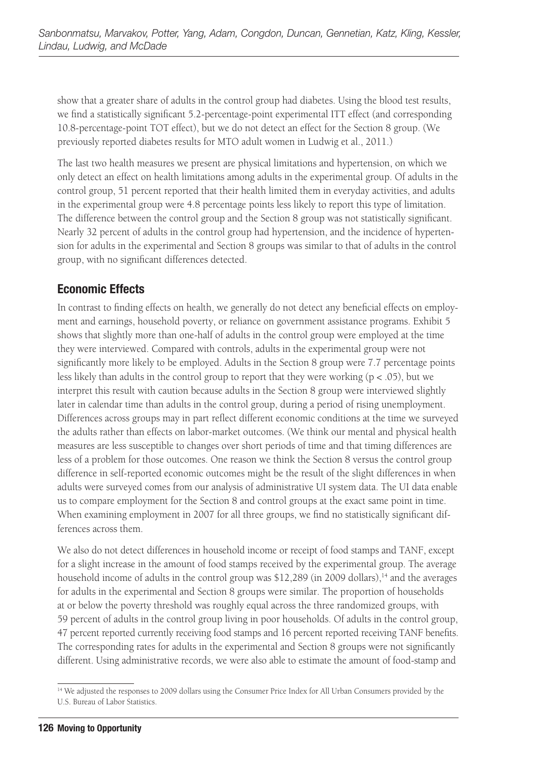show that a greater share of adults in the control group had diabetes. Using the blood test results, we find a statistically significant 5.2-percentage-point experimental ITT effect (and corresponding 10.8-percentage-point TOT effect), but we do not detect an effect for the Section 8 group. (We previously reported diabetes results for MTO adult women in Ludwig et al., 2011.)

The last two health measures we present are physical limitations and hypertension, on which we only detect an effect on health limitations among adults in the experimental group. Of adults in the control group, 51 percent reported that their health limited them in everyday activities, and adults in the experimental group were 4.8 percentage points less likely to report this type of limitation. The difference between the control group and the Section 8 group was not statistically significant. Nearly 32 percent of adults in the control group had hypertension, and the incidence of hypertension for adults in the experimental and Section 8 groups was similar to that of adults in the control group, with no significant differences detected.

## Economic Effects

In contrast to finding effects on health, we generally do not detect any beneficial effects on employment and earnings, household poverty, or reliance on government assistance programs. Exhibit 5 shows that slightly more than one-half of adults in the control group were employed at the time they were interviewed. Compared with controls, adults in the experimental group were not significantly more likely to be employed. Adults in the Section 8 group were 7.7 percentage points less likely than adults in the control group to report that they were working ($p < .05$), but we interpret this result with caution because adults in the Section 8 group were interviewed slightly later in calendar time than adults in the control group, during a period of rising unemployment. Differences across groups may in part reflect different economic conditions at the time we surveyed the adults rather than effects on labor-market outcomes. (We think our mental and physical health measures are less susceptible to changes over short periods of time and that timing differences are less of a problem for those outcomes. One reason we think the Section 8 versus the control group difference in self-reported economic outcomes might be the result of the slight differences in when adults were surveyed comes from our analysis of administrative UI system data. The UI data enable us to compare employment for the Section 8 and control groups at the exact same point in time. When examining employment in 2007 for all three groups, we find no statistically significant differences across them.

We also do not detect differences in household income or receipt of food stamps and TANF, except for a slight increase in the amount of food stamps received by the experimental group. The average household income of adults in the control group was $12,289 (in 2009 dollars),[14] and the averages for adults in the experimental and Section 8 groups were similar. The proportion of households at or below the poverty threshold was roughly equal across the three randomized groups, with 59 percent of adults in the control group living in poor households. Of adults in the control group, 47 percent reported currently receiving food stamps and 16 percent reported receiving TANF benefits. The corresponding rates for adults in the experimental and Section 8 groups were not significantly different. Using administrative records, we were also able to estimate the amount of food-stamp and

[14] We adjusted the responses to 2009 dollars using the Consumer Price Index for All Urban Consumers provided by the U.S. Bureau of Labor Statistics.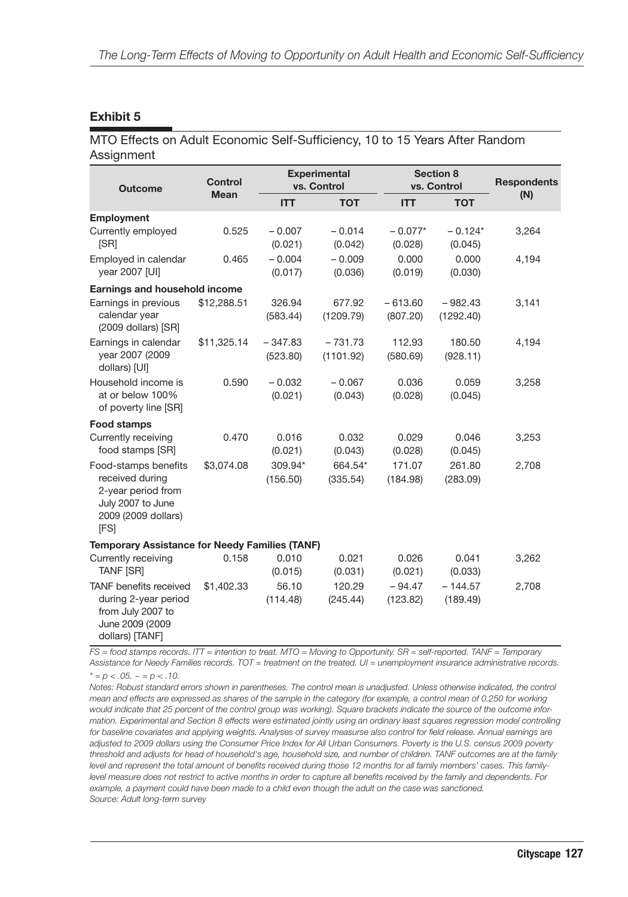## Exhibit 5

MTO Effects on Adult Economic Self-Sufficiency, 10 to 15 Years After Random Assignment

| Outcome | Control Mean | Experimental vs. Control | | Section 8 vs. Control | | Respondents (N) |
|---|---|---|---|---|---|---|
| | | ITT | TOT | ITT | TOT | |
| **Employment** | | | | | | |
| Currently employed [SR] | 0.525 | – 0.007 (0.021) | – 0.014 (0.042) | – 0.077* (0.028) | – 0.124* (0.045) | 3,264 |
| Employed in calendar year 2007 [UI] | 0.465 | – 0.004 (0.017) | – 0.009 (0.036) | 0.000 (0.019) | 0.000 (0.030) | 4,194 |
| **Earnings and household income** | | | | | | |
| Earnings in previous calendar year (2009 dollars) [SR] | $12,288.51 | 326.94 (583.44) | 677.92 (1209.79) | – 613.60 (807.20) | – 982.43 (1292.40) | 3,141 |
| Earnings in calendar year 2007 (2009 dollars) [UI] | $11,325.14 | – 347.83 (523.80) | – 731.73 (1101.92) | 112.93 (580.69) | 180.50 (928.11) | 4,194 |
| Household income is at or below 100% of poverty line [SR] | 0.590 | – 0.032 (0.021) | – 0.067 (0.043) | 0.036 (0.028) | 0.059 (0.045) | 3,258 |
| **Food stamps** | | | | | | |
| Currently receiving food stamps [SR] | 0.470 | 0.016 (0.021) | 0.032 (0.043) | 0.029 (0.028) | 0.046 (0.045) | 3,253 |
| Food-stamps benefits received during 2-year period from July 2007 to June 2009 (2009 dollars) [FS] | $3,074.08 | 309.94* (156.50) | 664.54* (335.54) | 171.07 (184.98) | 261.80 (283.09) | 2,708 |
| **Temporary Assistance for Needy Families (TANF)** | | | | | | |
| Currently receiving TANF [SR] | 0.158 | 0.010 (0.015) | 0.021 (0.031) | 0.026 (0.021) | 0.041 (0.033) | 3,262 |
| TANF benefits received during 2-year period from July 2007 to June 2009 (2009 dollars) [TANF] | $1,402.33 | 56.10 (114.48) | 120.29 (245.44) | – 94.47 (123.82) | – 144.57 (189.49) | 2,708 |

*FS = food stamps records. ITT = intention to treat. MTO = Moving to Opportunity. SR = self-reported. TANF = Temporary Assistance for Needy Families records. TOT = treatment on the treated. UI = unemployment insurance administrative records.*

*\* = $p < .05$. ~ = $p < .10$.*

*Notes: Robust standard errors shown in parentheses. The control mean is unadjusted. Unless otherwise indicated, the control mean and effects are expressed as shares of the sample in the category (for example, a control mean of 0.250 for working would indicate that 25 percent of the control group was working). Square brackets indicate the source of the outcome information. Experimental and Section 8 effects were estimated jointly using an ordinary least squares regression model controlling for baseline covariates and applying weights. Analyses of survey measurse also control for field release. Annual earnings are adjusted to 2009 dollars using the Consumer Price Index for All Urban Consumers. Poverty is the U.S. census 2009 poverty threshold and adjusts for head of household's age, household size, and number of children. TANF outcomes are at the family level and represent the total amount of benefits received during those 12 months for all family members' cases. This family-level measure does not restrict to active months in order to capture all benefits received by the family and dependents. For example, a payment could have been made to a child even though the adult on the case was sanctioned.*

*Source: Adult long-term survey*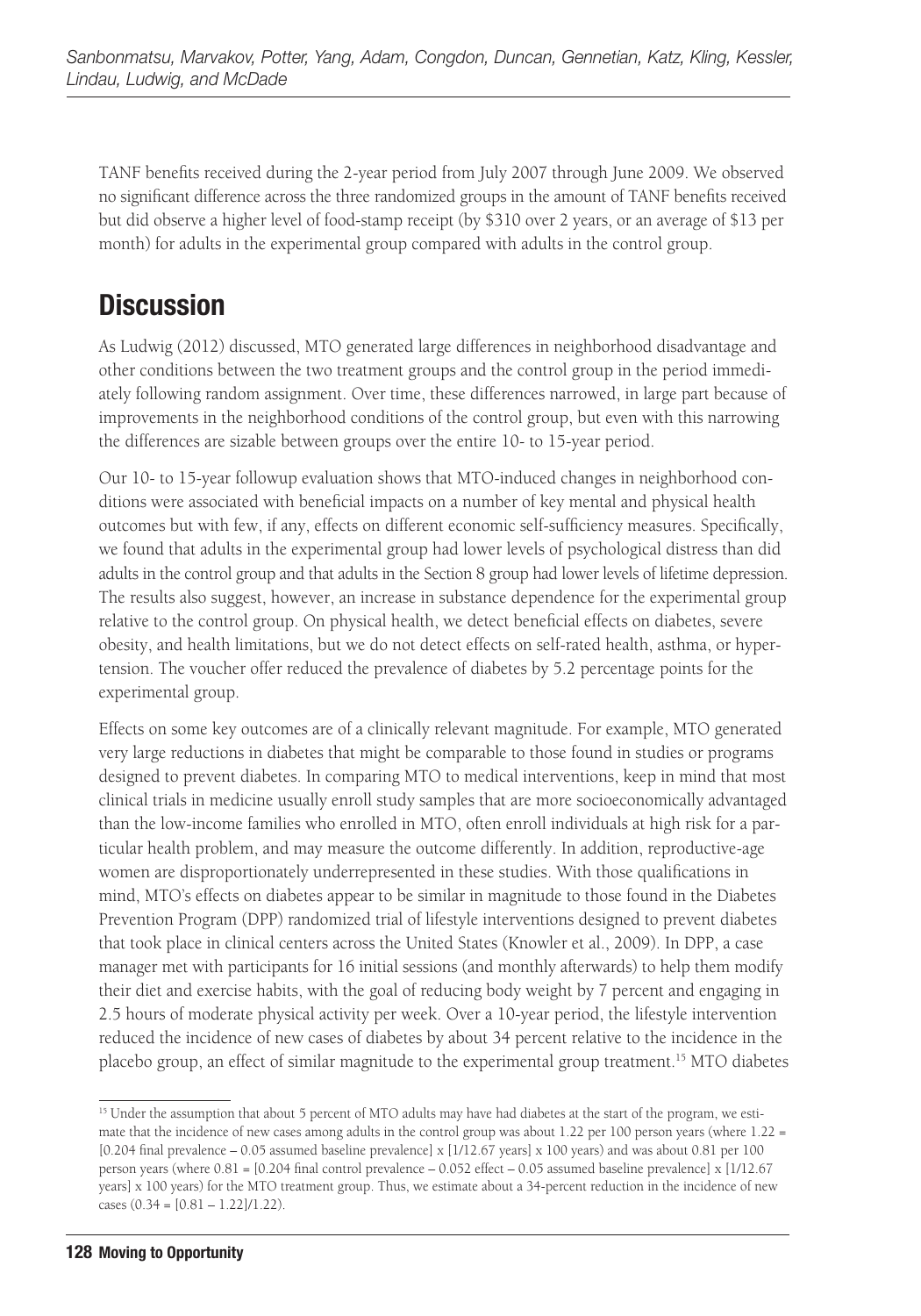TANF benefits received during the 2-year period from July 2007 through June 2009. We observed no significant difference across the three randomized groups in the amount of TANF benefits received but did observe a higher level of food-stamp receipt (by $310 over 2 years, or an average of $13 per month) for adults in the experimental group compared with adults in the control group.

## Discussion

As Ludwig (2012) discussed, MTO generated large differences in neighborhood disadvantage and other conditions between the two treatment groups and the control group in the period immediately following random assignment. Over time, these differences narrowed, in large part because of improvements in the neighborhood conditions of the control group, but even with this narrowing the differences are sizable between groups over the entire 10- to 15-year period.

Our 10- to 15-year followup evaluation shows that MTO-induced changes in neighborhood conditions were associated with beneficial impacts on a number of key mental and physical health outcomes but with few, if any, effects on different economic self-sufficiency measures. Specifically, we found that adults in the experimental group had lower levels of psychological distress than did adults in the control group and that adults in the Section 8 group had lower levels of lifetime depression. The results also suggest, however, an increase in substance dependence for the experimental group relative to the control group. On physical health, we detect beneficial effects on diabetes, severe obesity, and health limitations, but we do not detect effects on self-rated health, asthma, or hypertension. The voucher offer reduced the prevalence of diabetes by 5.2 percentage points for the experimental group.

Effects on some key outcomes are of a clinically relevant magnitude. For example, MTO generated very large reductions in diabetes that might be comparable to those found in studies or programs designed to prevent diabetes. In comparing MTO to medical interventions, keep in mind that most clinical trials in medicine usually enroll study samples that are more socioeconomically advantaged than the low-income families who enrolled in MTO, often enroll individuals at high risk for a particular health problem, and may measure the outcome differently. In addition, reproductive-age women are disproportionately underrepresented in these studies. With those qualifications in mind, MTO's effects on diabetes appear to be similar in magnitude to those found in the Diabetes Prevention Program (DPP) randomized trial of lifestyle interventions designed to prevent diabetes that took place in clinical centers across the United States (Knowler et al., 2009). In DPP, a case manager met with participants for 16 initial sessions (and monthly afterwards) to help them modify their diet and exercise habits, with the goal of reducing body weight by 7 percent and engaging in 2.5 hours of moderate physical activity per week. Over a 10-year period, the lifestyle intervention reduced the incidence of new cases of diabetes by about 34 percent relative to the incidence in the placebo group, an effect of similar magnitude to the experimental group treatment.[15] MTO diabetes

---

[15] Under the assumption that about 5 percent of MTO adults may have had diabetes at the start of the program, we estimate that the incidence of new cases among adults in the control group was about 1.22 per 100 person years (where 1.22 = [0.204 final prevalence – 0.05 assumed baseline prevalence] x [1/12.67 years] x 100 years) and was about 0.81 per 100 person years (where 0.81 = [0.204 final control prevalence – 0.052 effect – 0.05 assumed baseline prevalence] x [1/12.67 years] x 100 years) for the MTO treatment group. Thus, we estimate about a 34-percent reduction in the incidence of new cases (0.34 = [0.81 – 1.22]/1.22).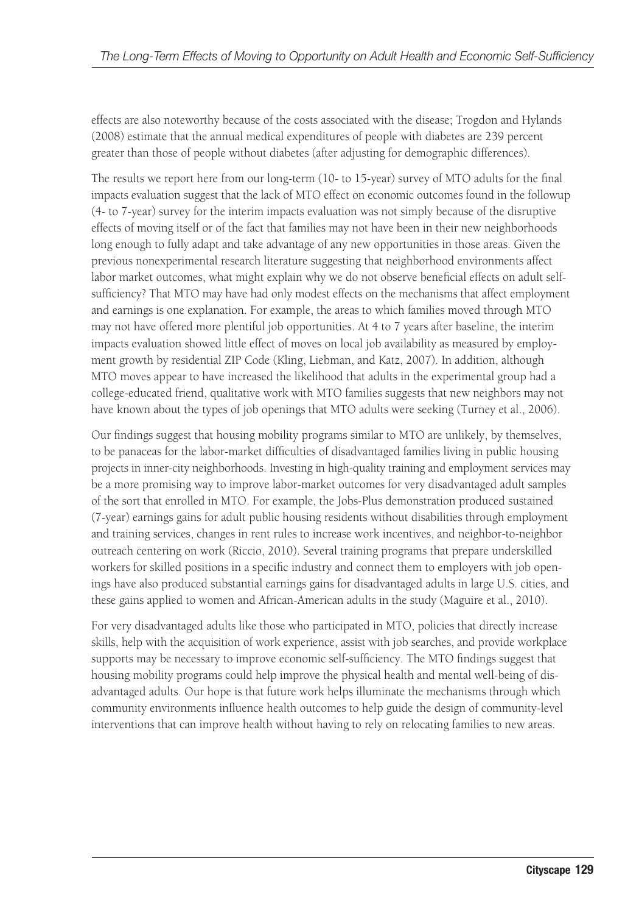effects are also noteworthy because of the costs associated with the disease; Trogdon and Hylands (2008) estimate that the annual medical expenditures of people with diabetes are 239 percent greater than those of people without diabetes (after adjusting for demographic differences).

The results we report here from our long-term (10- to 15-year) survey of MTO adults for the final impacts evaluation suggest that the lack of MTO effect on economic outcomes found in the followup (4- to 7-year) survey for the interim impacts evaluation was not simply because of the disruptive effects of moving itself or of the fact that families may not have been in their new neighborhoods long enough to fully adapt and take advantage of any new opportunities in those areas. Given the previous nonexperimental research literature suggesting that neighborhood environments affect labor market outcomes, what might explain why we do not observe beneficial effects on adult self-sufficiency? That MTO may have had only modest effects on the mechanisms that affect employment and earnings is one explanation. For example, the areas to which families moved through MTO may not have offered more plentiful job opportunities. At 4 to 7 years after baseline, the interim impacts evaluation showed little effect of moves on local job availability as measured by employment growth by residential ZIP Code (Kling, Liebman, and Katz, 2007). In addition, although MTO moves appear to have increased the likelihood that adults in the experimental group had a college-educated friend, qualitative work with MTO families suggests that new neighbors may not have known about the types of job openings that MTO adults were seeking (Turney et al., 2006).

Our findings suggest that housing mobility programs similar to MTO are unlikely, by themselves, to be panaceas for the labor-market difficulties of disadvantaged families living in public housing projects in inner-city neighborhoods. Investing in high-quality training and employment services may be a more promising way to improve labor-market outcomes for very disadvantaged adult samples of the sort that enrolled in MTO. For example, the Jobs-Plus demonstration produced sustained (7-year) earnings gains for adult public housing residents without disabilities through employment and training services, changes in rent rules to increase work incentives, and neighbor-to-neighbor outreach centering on work (Riccio, 2010). Several training programs that prepare underskilled workers for skilled positions in a specific industry and connect them to employers with job openings have also produced substantial earnings gains for disadvantaged adults in large U.S. cities, and these gains applied to women and African-American adults in the study (Maguire et al., 2010).

For very disadvantaged adults like those who participated in MTO, policies that directly increase skills, help with the acquisition of work experience, assist with job searches, and provide workplace supports may be necessary to improve economic self-sufficiency. The MTO findings suggest that housing mobility programs could help improve the physical health and mental well-being of disadvantaged adults. Our hope is that future work helps illuminate the mechanisms through which community environments influence health outcomes to help guide the design of community-level interventions that can improve health without having to rely on relocating families to new areas.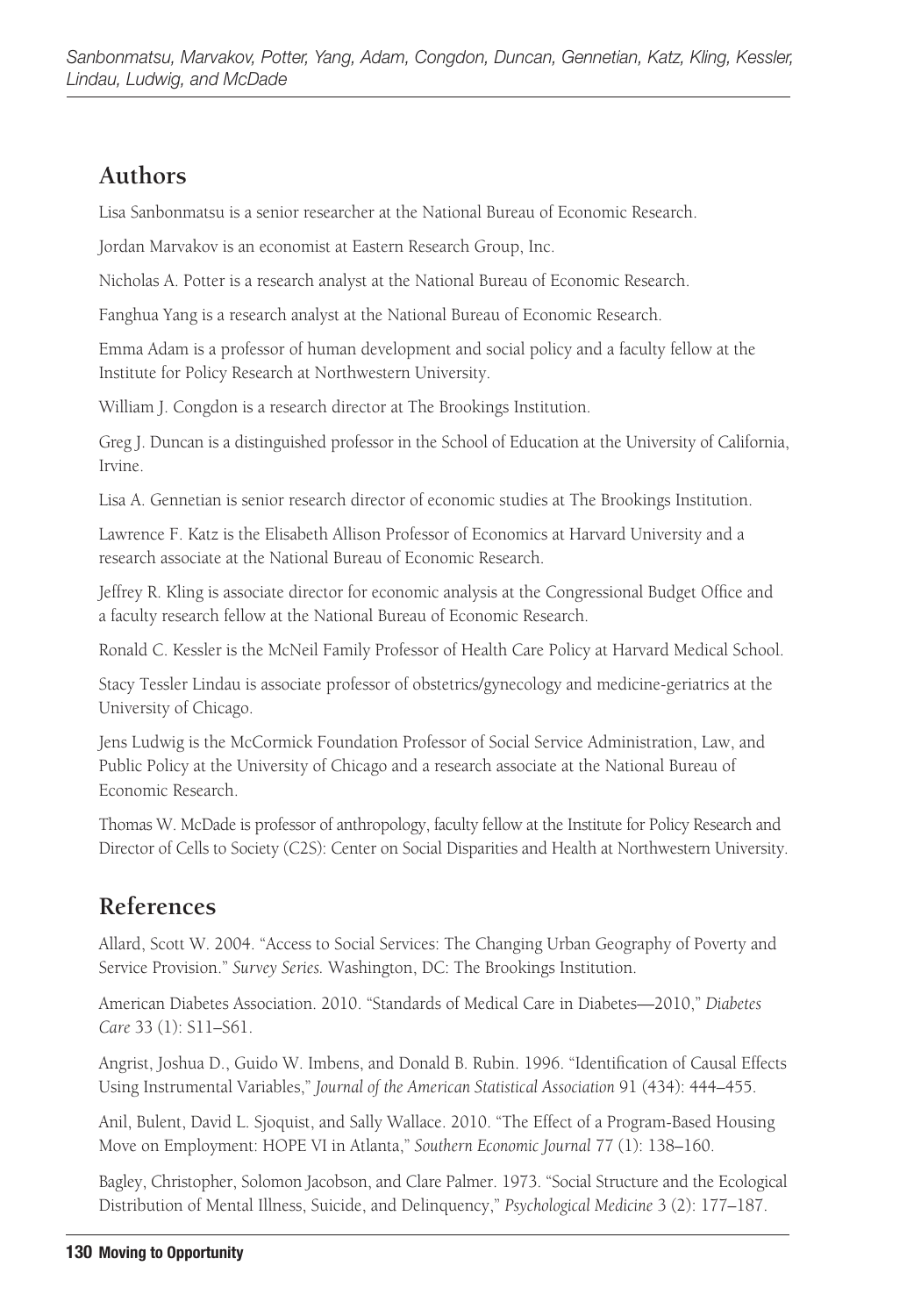## Authors

Lisa Sanbonmatsu is a senior researcher at the National Bureau of Economic Research.

Jordan Marvakov is an economist at Eastern Research Group, Inc.

Nicholas A. Potter is a research analyst at the National Bureau of Economic Research.

Fanghua Yang is a research analyst at the National Bureau of Economic Research.

Emma Adam is a professor of human development and social policy and a faculty fellow at the Institute for Policy Research at Northwestern University.

William J. Congdon is a research director at The Brookings Institution.

Greg J. Duncan is a distinguished professor in the School of Education at the University of California, Irvine.

Lisa A. Gennetian is senior research director of economic studies at The Brookings Institution.

Lawrence F. Katz is the Elisabeth Allison Professor of Economics at Harvard University and a research associate at the National Bureau of Economic Research.

Jeffrey R. Kling is associate director for economic analysis at the Congressional Budget Office and a faculty research fellow at the National Bureau of Economic Research.

Ronald C. Kessler is the McNeil Family Professor of Health Care Policy at Harvard Medical School.

Stacy Tessler Lindau is associate professor of obstetrics/gynecology and medicine-geriatrics at the University of Chicago.

Jens Ludwig is the McCormick Foundation Professor of Social Service Administration, Law, and Public Policy at the University of Chicago and a research associate at the National Bureau of Economic Research.

Thomas W. McDade is professor of anthropology, faculty fellow at the Institute for Policy Research and Director of Cells to Society (C2S): Center on Social Disparities and Health at Northwestern University.

## References

Allard, Scott W. 2004. "Access to Social Services: The Changing Urban Geography of Poverty and Service Provision." *Survey Series.* Washington, DC: The Brookings Institution.

American Diabetes Association. 2010. "Standards of Medical Care in Diabetes—2010," *Diabetes Care* 33 (1): S11–S61.

Angrist, Joshua D., Guido W. Imbens, and Donald B. Rubin. 1996. "Identification of Causal Effects Using Instrumental Variables," *Journal of the American Statistical Association* 91 (434): 444–455.

Anil, Bulent, David L. Sjoquist, and Sally Wallace. 2010. "The Effect of a Program-Based Housing Move on Employment: HOPE VI in Atlanta," *Southern Economic Journal* 77 (1): 138–160.

Bagley, Christopher, Solomon Jacobson, and Clare Palmer. 1973. "Social Structure and the Ecological Distribution of Mental Illness, Suicide, and Delinquency," *Psychological Medicine* 3 (2): 177–187.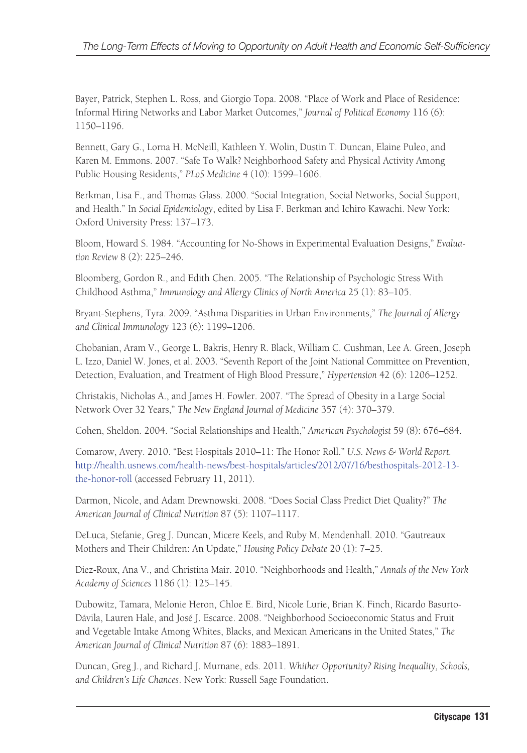Bayer, Patrick, Stephen L. Ross, and Giorgio Topa. 2008. "Place of Work and Place of Residence: Informal Hiring Networks and Labor Market Outcomes," *Journal of Political Economy* 116 (6): 1150–1196.

Bennett, Gary G., Lorna H. McNeill, Kathleen Y. Wolin, Dustin T. Duncan, Elaine Puleo, and Karen M. Emmons. 2007. "Safe To Walk? Neighborhood Safety and Physical Activity Among Public Housing Residents," *PLoS Medicine* 4 (10): 1599–1606.

Berkman, Lisa F., and Thomas Glass. 2000. "Social Integration, Social Networks, Social Support, and Health." In *Social Epidemiology*, edited by Lisa F. Berkman and Ichiro Kawachi. New York: Oxford University Press: 137–173.

Bloom, Howard S. 1984. "Accounting for No-Shows in Experimental Evaluation Designs," *Evaluation Review* 8 (2): 225–246.

Bloomberg, Gordon R., and Edith Chen. 2005. "The Relationship of Psychologic Stress With Childhood Asthma," *Immunology and Allergy Clinics of North America* 25 (1): 83–105.

Bryant-Stephens, Tyra. 2009. "Asthma Disparities in Urban Environments," *The Journal of Allergy and Clinical Immunology* 123 (6): 1199–1206.

Chobanian, Aram V., George L. Bakris, Henry R. Black, William C. Cushman, Lee A. Green, Joseph L. Izzo, Daniel W. Jones, et al. 2003. "Seventh Report of the Joint National Committee on Prevention, Detection, Evaluation, and Treatment of High Blood Pressure," *Hypertension* 42 (6): 1206–1252.

Christakis, Nicholas A., and James H. Fowler. 2007. "The Spread of Obesity in a Large Social Network Over 32 Years," *The New England Journal of Medicine* 357 (4): 370–379.

Cohen, Sheldon. 2004. "Social Relationships and Health," *American Psychologist* 59 (8): 676–684.

Comarow, Avery. 2010. "Best Hospitals 2010–11: The Honor Roll." *U.S. News & World Report*. http://health.usnews.com/health-news/best-hospitals/articles/2012/07/16/besthospitals-2012-13-the-honor-roll (accessed February 11, 2011).

Darmon, Nicole, and Adam Drewnowski. 2008. "Does Social Class Predict Diet Quality?" *The American Journal of Clinical Nutrition* 87 (5): 1107–1117.

DeLuca, Stefanie, Greg J. Duncan, Micere Keels, and Ruby M. Mendenhall. 2010. "Gautreaux Mothers and Their Children: An Update," *Housing Policy Debate* 20 (1): 7–25.

Diez-Roux, Ana V., and Christina Mair. 2010. "Neighborhoods and Health," *Annals of the New York Academy of Sciences* 1186 (1): 125–145.

Dubowitz, Tamara, Melonie Heron, Chloe E. Bird, Nicole Lurie, Brian K. Finch, Ricardo Basurto-Dávila, Lauren Hale, and José J. Escarce. 2008. "Neighborhood Socioeconomic Status and Fruit and Vegetable Intake Among Whites, Blacks, and Mexican Americans in the United States," *The American Journal of Clinical Nutrition* 87 (6): 1883–1891.

Duncan, Greg J., and Richard J. Murnane, eds. 2011. *Whither Opportunity? Rising Inequality, Schools, and Children's Life Chances*. New York: Russell Sage Foundation.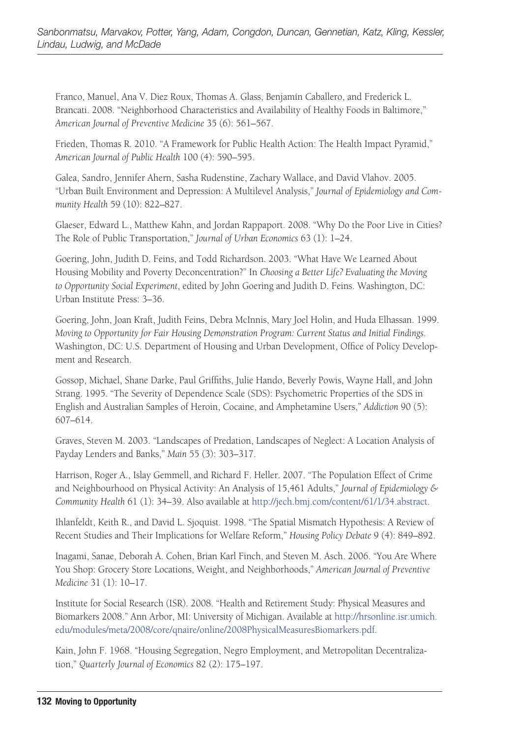Franco, Manuel, Ana V. Diez Roux, Thomas A. Glass, Benjamín Caballero, and Frederick L. Brancati. 2008. "Neighborhood Characteristics and Availability of Healthy Foods in Baltimore," *American Journal of Preventive Medicine* 35 (6): 561–567.

Frieden, Thomas R. 2010. "A Framework for Public Health Action: The Health Impact Pyramid," *American Journal of Public Health* 100 (4): 590–595.

Galea, Sandro, Jennifer Ahern, Sasha Rudenstine, Zachary Wallace, and David Vlahov. 2005. "Urban Built Environment and Depression: A Multilevel Analysis," *Journal of Epidemiology and Community Health* 59 (10): 822–827.

Glaeser, Edward L., Matthew Kahn, and Jordan Rappaport. 2008. "Why Do the Poor Live in Cities? The Role of Public Transportation," *Journal of Urban Economics* 63 (1): 1–24.

Goering, John, Judith D. Feins, and Todd Richardson. 2003. "What Have We Learned About Housing Mobility and Poverty Deconcentration?" In *Choosing a Better Life? Evaluating the Moving to Opportunity Social Experiment*, edited by John Goering and Judith D. Feins. Washington, DC: Urban Institute Press: 3–36.

Goering, John, Joan Kraft, Judith Feins, Debra McInnis, Mary Joel Holin, and Huda Elhassan. 1999. *Moving to Opportunity for Fair Housing Demonstration Program: Current Status and Initial Findings*. Washington, DC: U.S. Department of Housing and Urban Development, Office of Policy Development and Research.

Gossop, Michael, Shane Darke, Paul Griffiths, Julie Hando, Beverly Powis, Wayne Hall, and John Strang. 1995. "The Severity of Dependence Scale (SDS): Psychometric Properties of the SDS in English and Australian Samples of Heroin, Cocaine, and Amphetamine Users," *Addiction* 90 (5): 607–614.

Graves, Steven M. 2003. "Landscapes of Predation, Landscapes of Neglect: A Location Analysis of Payday Lenders and Banks," *Main* 55 (3): 303–317.

Harrison, Roger A., Islay Gemmell, and Richard F. Heller. 2007. "The Population Effect of Crime and Neighbourhood on Physical Activity: An Analysis of 15,461 Adults," *Journal of Epidemiology & Community Health* 61 (1): 34–39. Also available at http://jech.bmj.com/content/61/1/34.abstract.

Ihlanfeldt, Keith R., and David L. Sjoquist. 1998. "The Spatial Mismatch Hypothesis: A Review of Recent Studies and Their Implications for Welfare Reform," *Housing Policy Debate* 9 (4): 849–892.

Inagami, Sanae, Deborah A. Cohen, Brian Karl Finch, and Steven M. Asch. 2006. "You Are Where You Shop: Grocery Store Locations, Weight, and Neighborhoods," *American Journal of Preventive Medicine* 31 (1): 10–17.

Institute for Social Research (ISR). 2008. "Health and Retirement Study: Physical Measures and Biomarkers 2008." Ann Arbor, MI: University of Michigan. Available at http://hrsonline.isr.umich.edu/modules/meta/2008/core/qnaire/online/2008PhysicalMeasuresBiomarkers.pdf.

Kain, John F. 1968. "Housing Segregation, Negro Employment, and Metropolitan Decentralization," *Quarterly Journal of Economics* 82 (2): 175–197.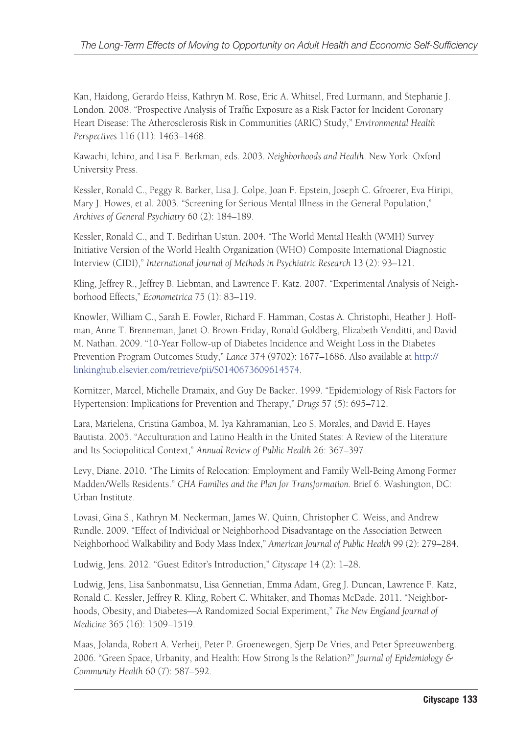Kan, Haidong, Gerardo Heiss, Kathryn M. Rose, Eric A. Whitsel, Fred Lurmann, and Stephanie J. London. 2008. "Prospective Analysis of Traffic Exposure as a Risk Factor for Incident Coronary Heart Disease: The Atherosclerosis Risk in Communities (ARIC) Study," *Environmental Health Perspectives* 116 (11): 1463–1468.

Kawachi, Ichiro, and Lisa F. Berkman, eds. 2003. *Neighborhoods and Health*. New York: Oxford University Press.

Kessler, Ronald C., Peggy R. Barker, Lisa J. Colpe, Joan F. Epstein, Joseph C. Gfroerer, Eva Hiripi, Mary J. Howes, et al. 2003. "Screening for Serious Mental Illness in the General Population," *Archives of General Psychiatry* 60 (2): 184–189.

Kessler, Ronald C., and T. Bedirhan Ustün. 2004. "The World Mental Health (WMH) Survey Initiative Version of the World Health Organization (WHO) Composite International Diagnostic Interview (CIDI)," *International Journal of Methods in Psychiatric Research* 13 (2): 93–121.

Kling, Jeffrey R., Jeffrey B. Liebman, and Lawrence F. Katz. 2007. "Experimental Analysis of Neighborhood Effects," *Econometrica* 75 (1): 83–119.

Knowler, William C., Sarah E. Fowler, Richard F. Hamman, Costas A. Christophi, Heather J. Hoffman, Anne T. Brenneman, Janet O. Brown-Friday, Ronald Goldberg, Elizabeth Venditti, and David M. Nathan. 2009. "10-Year Follow-up of Diabetes Incidence and Weight Loss in the Diabetes Prevention Program Outcomes Study," *Lance* 374 (9702): 1677–1686. Also available at http://linkinghub.elsevier.com/retrieve/pii/S0140673609614574.

Kornitzer, Marcel, Michelle Dramaix, and Guy De Backer. 1999. "Epidemiology of Risk Factors for Hypertension: Implications for Prevention and Therapy," *Drugs* 57 (5): 695–712.

Lara, Marielena, Cristina Gamboa, M. Iya Kahramanian, Leo S. Morales, and David E. Hayes Bautista. 2005. "Acculturation and Latino Health in the United States: A Review of the Literature and Its Sociopolitical Context," *Annual Review of Public Health* 26: 367–397.

Levy, Diane. 2010. "The Limits of Relocation: Employment and Family Well-Being Among Former Madden/Wells Residents." *CHA Families and the Plan for Transformation*. Brief 6. Washington, DC: Urban Institute.

Lovasi, Gina S., Kathryn M. Neckerman, James W. Quinn, Christopher C. Weiss, and Andrew Rundle. 2009. "Effect of Individual or Neighborhood Disadvantage on the Association Between Neighborhood Walkability and Body Mass Index," *American Journal of Public Health* 99 (2): 279–284.

Ludwig, Jens. 2012. "Guest Editor's Introduction," *Cityscape* 14 (2): 1–28.

Ludwig, Jens, Lisa Sanbonmatsu, Lisa Gennetian, Emma Adam, Greg J. Duncan, Lawrence F. Katz, Ronald C. Kessler, Jeffrey R. Kling, Robert C. Whitaker, and Thomas McDade. 2011. "Neighborhoods, Obesity, and Diabetes—A Randomized Social Experiment," *The New England Journal of Medicine* 365 (16): 1509–1519.

Maas, Jolanda, Robert A. Verheij, Peter P. Groenewegen, Sjerp De Vries, and Peter Spreeuwenberg. 2006. "Green Space, Urbanity, and Health: How Strong Is the Relation?" *Journal of Epidemiology & Community Health* 60 (7): 587–592.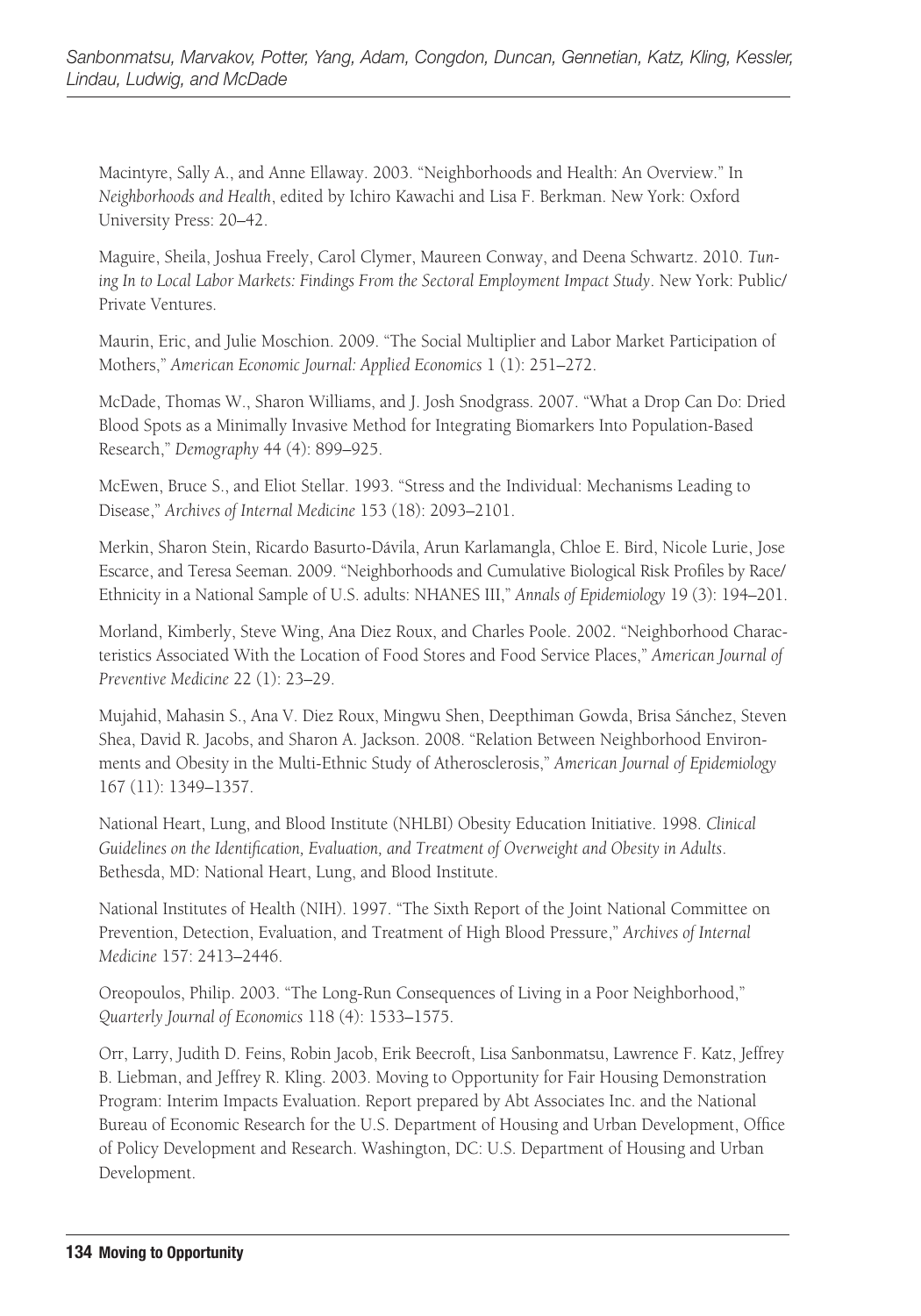Macintyre, Sally A., and Anne Ellaway. 2003. "Neighborhoods and Health: An Overview." In *Neighborhoods and Health*, edited by Ichiro Kawachi and Lisa F. Berkman. New York: Oxford University Press: 20–42.

Maguire, Sheila, Joshua Freely, Carol Clymer, Maureen Conway, and Deena Schwartz. 2010. *Tuning In to Local Labor Markets: Findings From the Sectoral Employment Impact Study*. New York: Public/Private Ventures.

Maurin, Eric, and Julie Moschion. 2009. "The Social Multiplier and Labor Market Participation of Mothers," *American Economic Journal: Applied Economics* 1 (1): 251–272.

McDade, Thomas W., Sharon Williams, and J. Josh Snodgrass. 2007. "What a Drop Can Do: Dried Blood Spots as a Minimally Invasive Method for Integrating Biomarkers Into Population-Based Research," *Demography* 44 (4): 899–925.

McEwen, Bruce S., and Eliot Stellar. 1993. "Stress and the Individual: Mechanisms Leading to Disease," *Archives of Internal Medicine* 153 (18): 2093–2101.

Merkin, Sharon Stein, Ricardo Basurto-Dávila, Arun Karlamangla, Chloe E. Bird, Nicole Lurie, Jose Escarce, and Teresa Seeman. 2009. "Neighborhoods and Cumulative Biological Risk Profiles by Race/Ethnicity in a National Sample of U.S. adults: NHANES III," *Annals of Epidemiology* 19 (3): 194–201.

Morland, Kimberly, Steve Wing, Ana Diez Roux, and Charles Poole. 2002. "Neighborhood Characteristics Associated With the Location of Food Stores and Food Service Places," *American Journal of Preventive Medicine* 22 (1): 23–29.

Mujahid, Mahasin S., Ana V. Diez Roux, Mingwu Shen, Deepthiman Gowda, Brisa Sánchez, Steven Shea, David R. Jacobs, and Sharon A. Jackson. 2008. "Relation Between Neighborhood Environments and Obesity in the Multi-Ethnic Study of Atherosclerosis," *American Journal of Epidemiology* 167 (11): 1349–1357.

National Heart, Lung, and Blood Institute (NHLBI) Obesity Education Initiative. 1998. *Clinical Guidelines on the Identification, Evaluation, and Treatment of Overweight and Obesity in Adults*. Bethesda, MD: National Heart, Lung, and Blood Institute.

National Institutes of Health (NIH). 1997. "The Sixth Report of the Joint National Committee on Prevention, Detection, Evaluation, and Treatment of High Blood Pressure," *Archives of Internal Medicine* 157: 2413–2446.

Oreopoulos, Philip. 2003. "The Long-Run Consequences of Living in a Poor Neighborhood," *Quarterly Journal of Economics* 118 (4): 1533–1575.

Orr, Larry, Judith D. Feins, Robin Jacob, Erik Beecroft, Lisa Sanbonmatsu, Lawrence F. Katz, Jeffrey B. Liebman, and Jeffrey R. Kling. 2003. Moving to Opportunity for Fair Housing Demonstration Program: Interim Impacts Evaluation. Report prepared by Abt Associates Inc. and the National Bureau of Economic Research for the U.S. Department of Housing and Urban Development, Office of Policy Development and Research. Washington, DC: U.S. Department of Housing and Urban Development.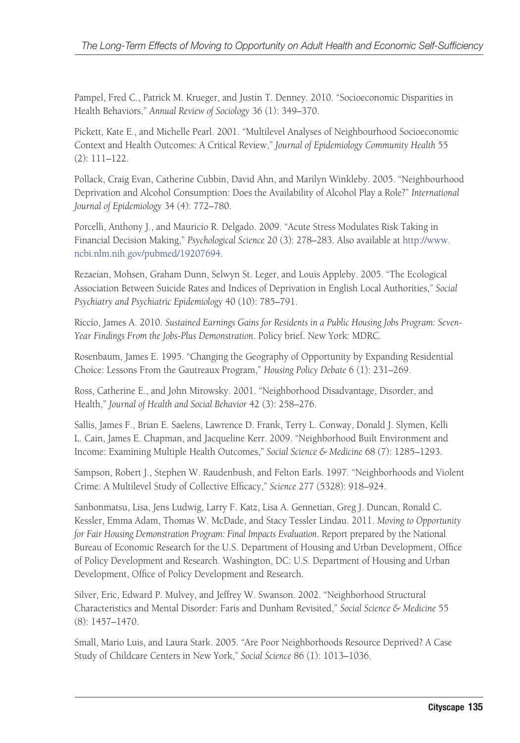Pampel, Fred C., Patrick M. Krueger, and Justin T. Denney. 2010. "Socioeconomic Disparities in Health Behaviors," *Annual Review of Sociology* 36 (1): 349–370.

Pickett, Kate E., and Michelle Pearl. 2001. "Multilevel Analyses of Neighbourhood Socioeconomic Context and Health Outcomes: A Critical Review," *Journal of Epidemiology Community Health* 55 (2): 111–122.

Pollack, Craig Evan, Catherine Cubbin, David Ahn, and Marilyn Winkleby. 2005. "Neighbourhood Deprivation and Alcohol Consumption: Does the Availability of Alcohol Play a Role?" *International Journal of Epidemiology* 34 (4): 772–780.

Porcelli, Anthony J., and Mauricio R. Delgado. 2009. "Acute Stress Modulates Risk Taking in Financial Decision Making," *Psychological Science* 20 (3): 278–283. Also available at http://www.ncbi.nlm.nih.gov/pubmed/19207694.

Rezaeian, Mohsen, Graham Dunn, Selwyn St. Leger, and Louis Appleby. 2005. "The Ecological Association Between Suicide Rates and Indices of Deprivation in English Local Authorities," *Social Psychiatry and Psychiatric Epidemiology* 40 (10): 785–791.

Riccio, James A. 2010. *Sustained Earnings Gains for Residents in a Public Housing Jobs Program: Seven-Year Findings From the Jobs-Plus Demonstration*. Policy brief. New York: MDRC.

Rosenbaum, James E. 1995. "Changing the Geography of Opportunity by Expanding Residential Choice: Lessons From the Gautreaux Program," *Housing Policy Debate* 6 (1): 231–269.

Ross, Catherine E., and John Mirowsky. 2001. "Neighborhood Disadvantage, Disorder, and Health," *Journal of Health and Social Behavior* 42 (3): 258–276.

Sallis, James F., Brian E. Saelens, Lawrence D. Frank, Terry L. Conway, Donald J. Slymen, Kelli L. Cain, James E. Chapman, and Jacqueline Kerr. 2009. "Neighborhood Built Environment and Income: Examining Multiple Health Outcomes," *Social Science & Medicine* 68 (7): 1285–1293.

Sampson, Robert J., Stephen W. Raudenbush, and Felton Earls. 1997. "Neighborhoods and Violent Crime: A Multilevel Study of Collective Efficacy," *Science* 277 (5328): 918–924.

Sanbonmatsu, Lisa, Jens Ludwig, Larry F. Katz, Lisa A. Gennetian, Greg J. Duncan, Ronald C. Kessler, Emma Adam, Thomas W. McDade, and Stacy Tessler Lindau. 2011. *Moving to Opportunity for Fair Housing Demonstration Program: Final Impacts Evaluation*. Report prepared by the National Bureau of Economic Research for the U.S. Department of Housing and Urban Development, Office of Policy Development and Research. Washington, DC: U.S. Department of Housing and Urban Development, Office of Policy Development and Research.

Silver, Eric, Edward P. Mulvey, and Jeffrey W. Swanson. 2002. "Neighborhood Structural Characteristics and Mental Disorder: Faris and Dunham Revisited," *Social Science & Medicine* 55 (8): 1457–1470.

Small, Mario Luis, and Laura Stark. 2005. "Are Poor Neighborhoods Resource Deprived? A Case Study of Childcare Centers in New York," *Social Science* 86 (1): 1013–1036.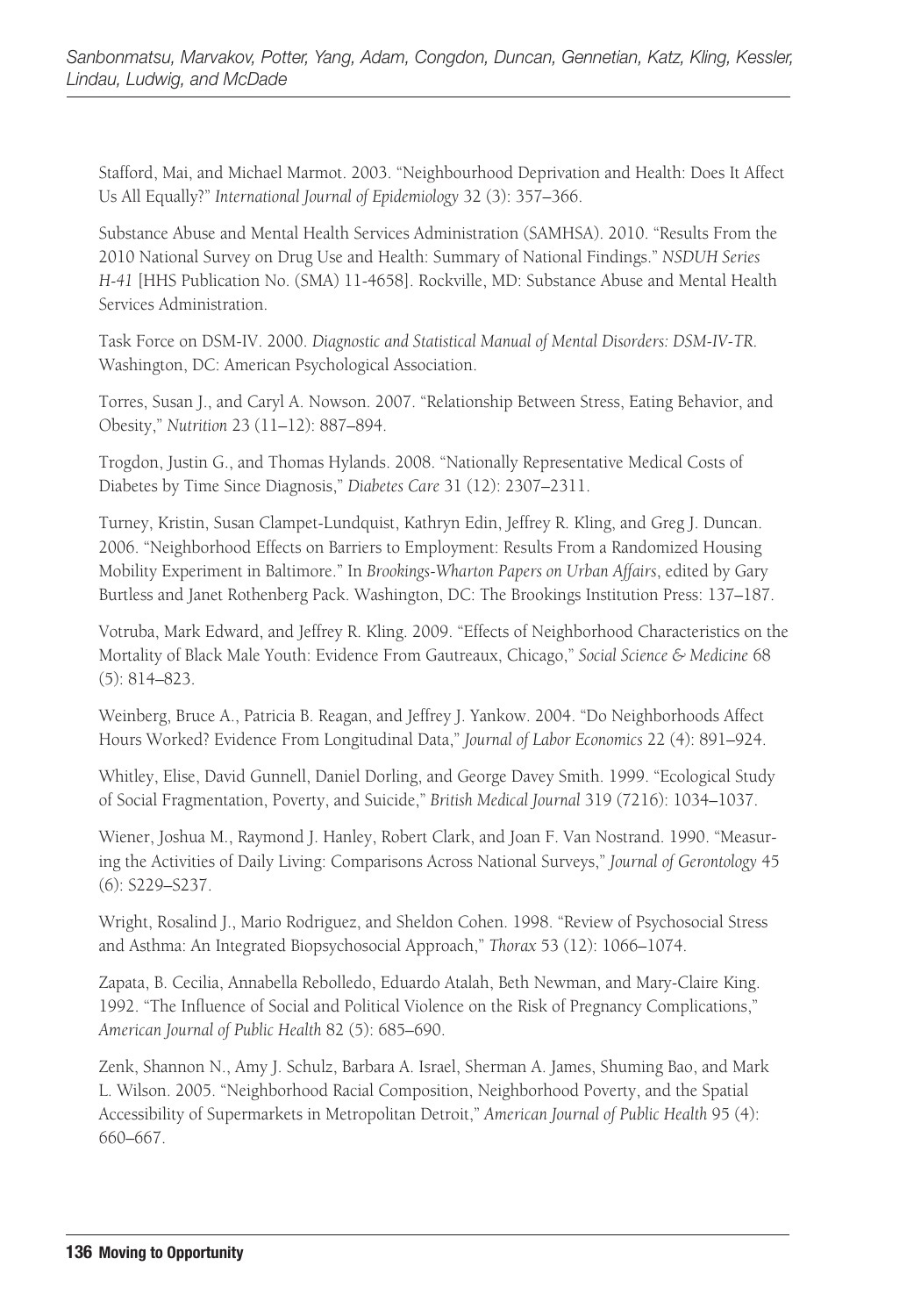Stafford, Mai, and Michael Marmot. 2003. "Neighbourhood Deprivation and Health: Does It Affect Us All Equally?" *International Journal of Epidemiology* 32 (3): 357–366.

Substance Abuse and Mental Health Services Administration (SAMHSA). 2010. "Results From the 2010 National Survey on Drug Use and Health: Summary of National Findings." *NSDUH Series H-41* [HHS Publication No. (SMA) 11-4658]. Rockville, MD: Substance Abuse and Mental Health Services Administration.

Task Force on DSM-IV. 2000. *Diagnostic and Statistical Manual of Mental Disorders: DSM-IV-TR*. Washington, DC: American Psychological Association.

Torres, Susan J., and Caryl A. Nowson. 2007. "Relationship Between Stress, Eating Behavior, and Obesity," *Nutrition* 23 (11–12): 887–894.

Trogdon, Justin G., and Thomas Hylands. 2008. "Nationally Representative Medical Costs of Diabetes by Time Since Diagnosis," *Diabetes Care* 31 (12): 2307–2311.

Turney, Kristin, Susan Clampet-Lundquist, Kathryn Edin, Jeffrey R. Kling, and Greg J. Duncan. 2006. "Neighborhood Effects on Barriers to Employment: Results From a Randomized Housing Mobility Experiment in Baltimore." In *Brookings-Wharton Papers on Urban Affairs*, edited by Gary Burtless and Janet Rothenberg Pack. Washington, DC: The Brookings Institution Press: 137–187.

Votruba, Mark Edward, and Jeffrey R. Kling. 2009. "Effects of Neighborhood Characteristics on the Mortality of Black Male Youth: Evidence From Gautreaux, Chicago," *Social Science & Medicine* 68 (5): 814–823.

Weinberg, Bruce A., Patricia B. Reagan, and Jeffrey J. Yankow. 2004. "Do Neighborhoods Affect Hours Worked? Evidence From Longitudinal Data," *Journal of Labor Economics* 22 (4): 891–924.

Whitley, Elise, David Gunnell, Daniel Dorling, and George Davey Smith. 1999. "Ecological Study of Social Fragmentation, Poverty, and Suicide," *British Medical Journal* 319 (7216): 1034–1037.

Wiener, Joshua M., Raymond J. Hanley, Robert Clark, and Joan F. Van Nostrand. 1990. "Measuring the Activities of Daily Living: Comparisons Across National Surveys," *Journal of Gerontology* 45 (6): S229–S237.

Wright, Rosalind J., Mario Rodriguez, and Sheldon Cohen. 1998. "Review of Psychosocial Stress and Asthma: An Integrated Biopsychosocial Approach," *Thorax* 53 (12): 1066–1074.

Zapata, B. Cecilia, Annabella Rebolledo, Eduardo Atalah, Beth Newman, and Mary-Claire King. 1992. "The Influence of Social and Political Violence on the Risk of Pregnancy Complications," *American Journal of Public Health* 82 (5): 685–690.

Zenk, Shannon N., Amy J. Schulz, Barbara A. Israel, Sherman A. James, Shuming Bao, and Mark L. Wilson. 2005. "Neighborhood Racial Composition, Neighborhood Poverty, and the Spatial Accessibility of Supermarkets in Metropolitan Detroit," *American Journal of Public Health* 95 (4): 660–667.